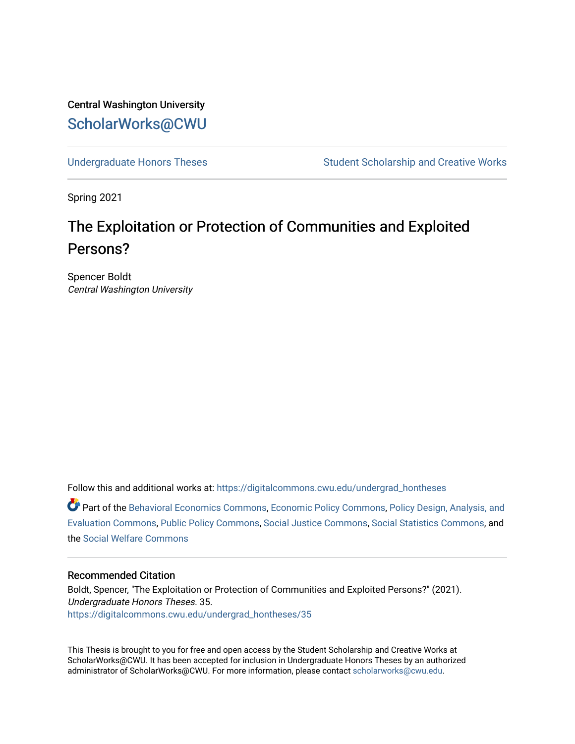Central Washington University

ScholarWorks@CWU

Undergraduate Honors Theses

Student Scholarship and Creative Works

Spring 2021

# The Exploitation or Protection of Communities and Exploited Persons?

Spencer Boldt
*Central Washington University*

Follow this and additional works at: https://digitalcommons.cwu.edu/undergrad_hontheses

Part of the Behavioral Economics Commons, Economic Policy Commons, Policy Design, Analysis, and Evaluation Commons, Public Policy Commons, Social Justice Commons, Social Statistics Commons, and the Social Welfare Commons

## Recommended Citation

Boldt, Spencer, "The Exploitation or Protection of Communities and Exploited Persons?" (2021). *Undergraduate Honors Theses*. 35.
https://digitalcommons.cwu.edu/undergrad_hontheses/35

This Thesis is brought to you for free and open access by the Student Scholarship and Creative Works at ScholarWorks@CWU. It has been accepted for inclusion in Undergraduate Honors Theses by an authorized administrator of ScholarWorks@CWU. For more information, please contact scholarworks@cwu.edu.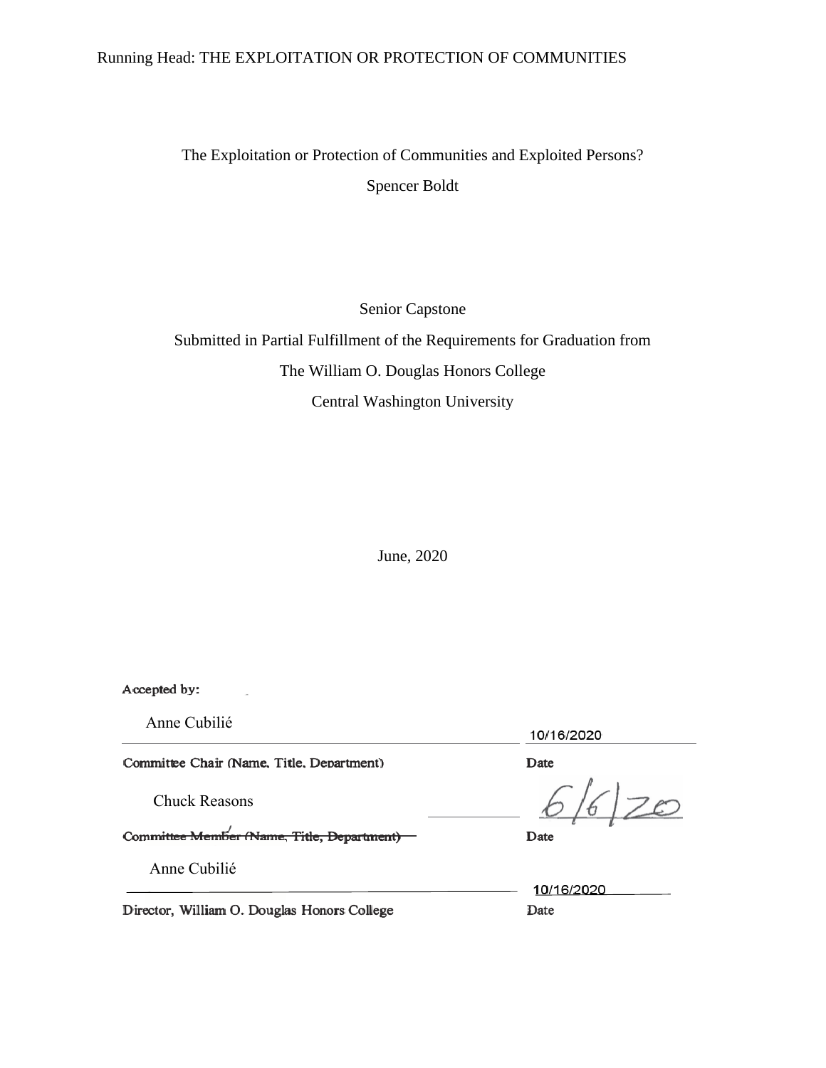The Exploitation or Protection of Communities and Exploited Persons?

Spencer Boldt

Senior Capstone

Submitted in Partial Fulfillment of the Requirements for Graduation from

The William O. Douglas Honors College

Central Washington University

June, 2020

Accepted by:

Anne Cubilié — 10/16/2020

Committee Chair (Name, Title, Department) — Date

Chuck Reasons — 6/6/20

Committee Member (Name, Title, Department) — Date

Anne Cubilié — 10/16/2020

Director, William O. Douglas Honors College — Date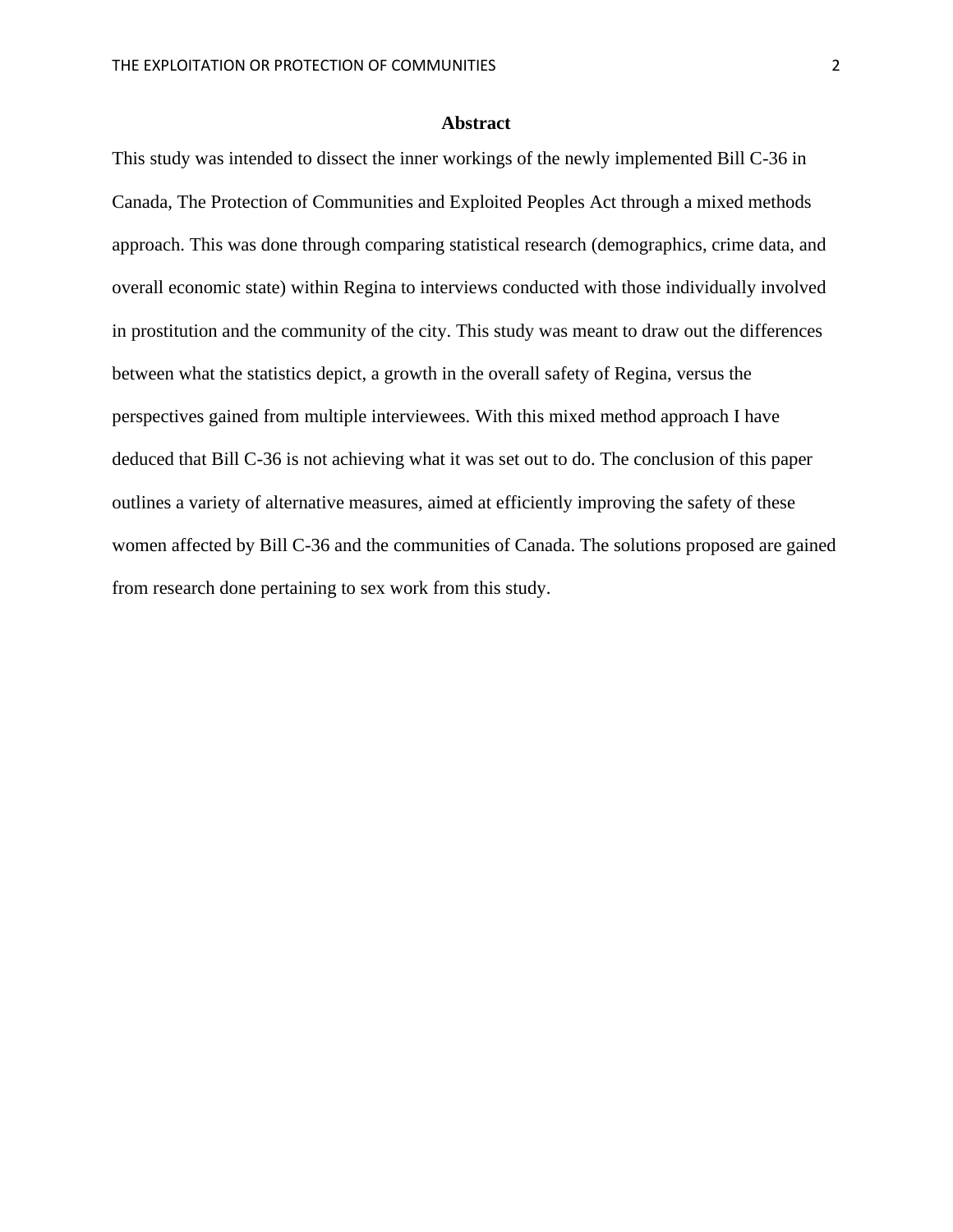# Abstract

This study was intended to dissect the inner workings of the newly implemented Bill C-36 in Canada, The Protection of Communities and Exploited Peoples Act through a mixed methods approach. This was done through comparing statistical research (demographics, crime data, and overall economic state) within Regina to interviews conducted with those individually involved in prostitution and the community of the city. This study was meant to draw out the differences between what the statistics depict, a growth in the overall safety of Regina, versus the perspectives gained from multiple interviewees. With this mixed method approach I have deduced that Bill C-36 is not achieving what it was set out to do. The conclusion of this paper outlines a variety of alternative measures, aimed at efficiently improving the safety of these women affected by Bill C-36 and the communities of Canada. The solutions proposed are gained from research done pertaining to sex work from this study.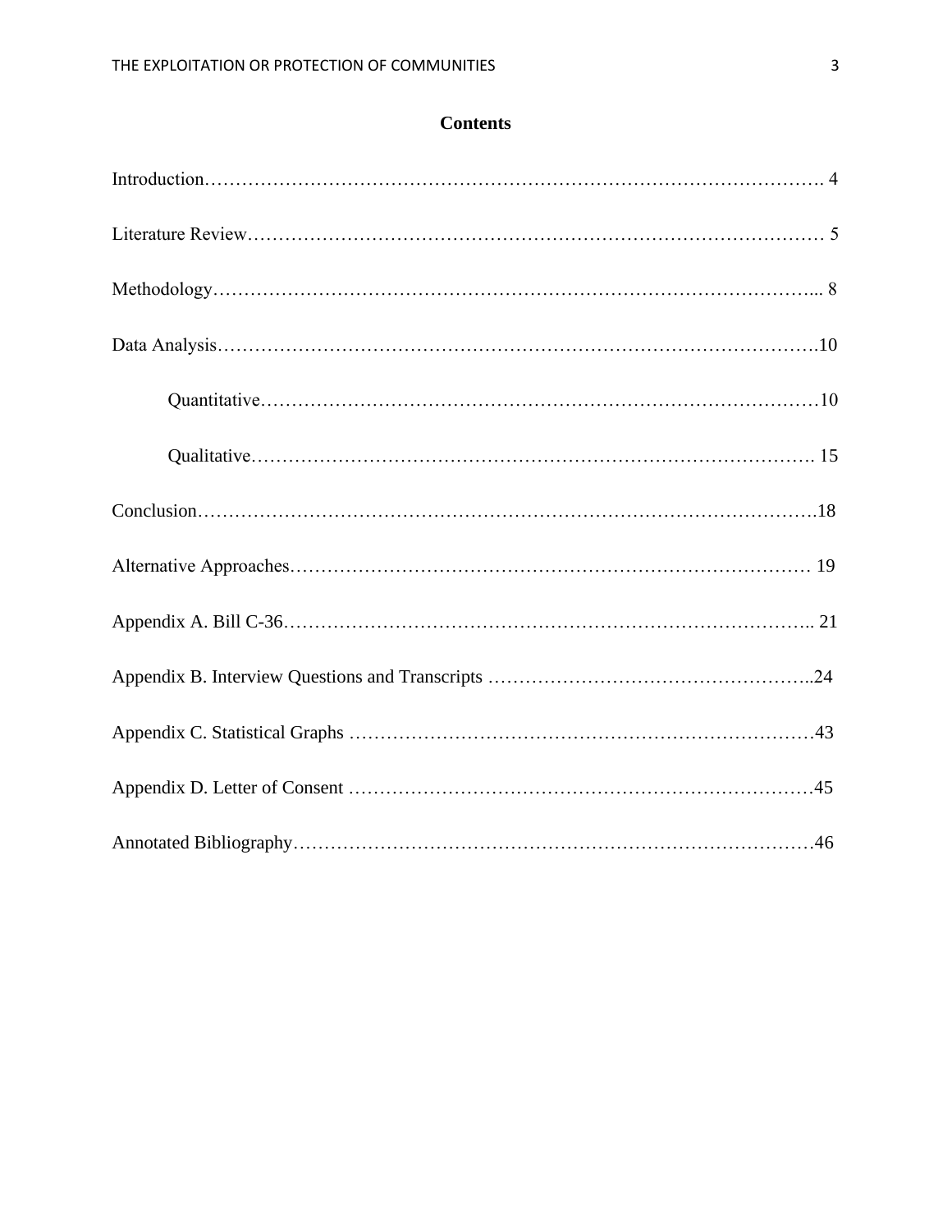# Contents

Introduction………………………………………………………………………………………. 4

Literature Review……………………………………………………………………………… 5

Methodology…………………………………………………………………………………... 8

Data Analysis………………………………………………………………………………….10

Quantitative……………………………………………………………………………10

Qualitative……………………………………………………………………………. 15

Conclusion…………………………………………………………………………………….18

Alternative Approaches……………………………………………………………………… 19

Appendix A. Bill C-36……………………………………………………………………….. 21

Appendix B. Interview Questions and Transcripts ……………………………………………..24

Appendix C. Statistical Graphs …………………………………………………………………43

Appendix D. Letter of Consent …………………………………………………………………45

Annotated Bibliography…………………………………………………………………………46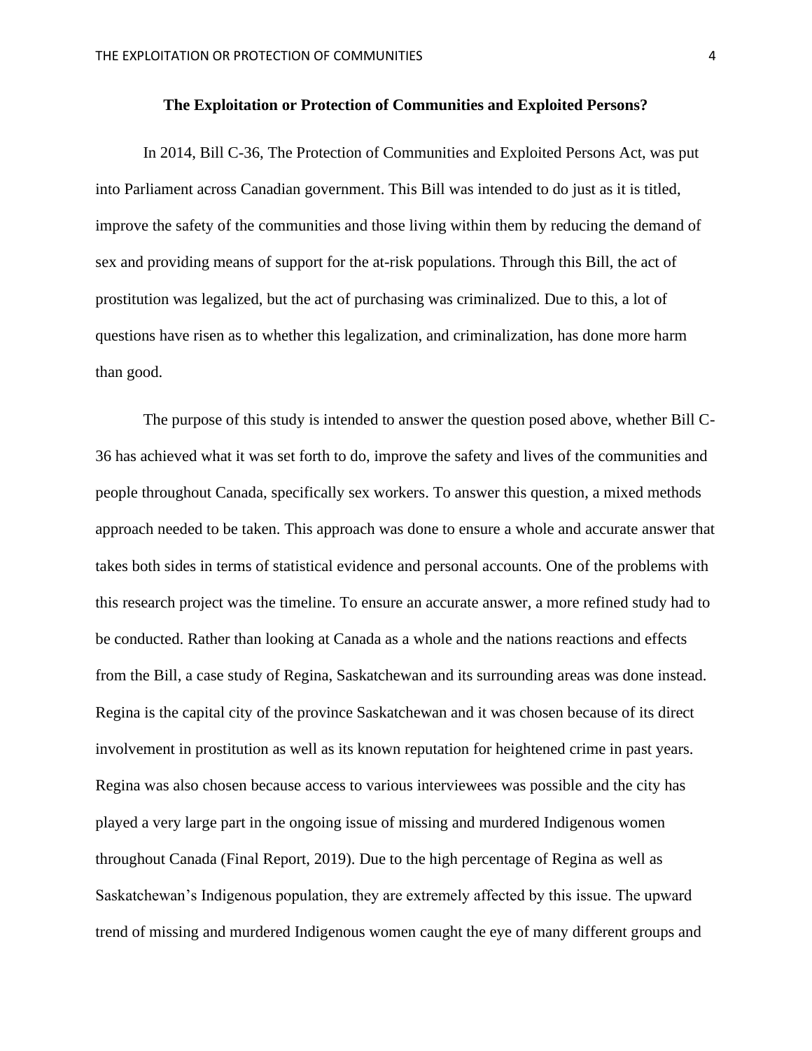**The Exploitation or Protection of Communities and Exploited Persons?**

In 2014, Bill C-36, The Protection of Communities and Exploited Persons Act, was put into Parliament across Canadian government. This Bill was intended to do just as it is titled, improve the safety of the communities and those living within them by reducing the demand of sex and providing means of support for the at-risk populations. Through this Bill, the act of prostitution was legalized, but the act of purchasing was criminalized. Due to this, a lot of questions have risen as to whether this legalization, and criminalization, has done more harm than good.

The purpose of this study is intended to answer the question posed above, whether Bill C-36 has achieved what it was set forth to do, improve the safety and lives of the communities and people throughout Canada, specifically sex workers. To answer this question, a mixed methods approach needed to be taken. This approach was done to ensure a whole and accurate answer that takes both sides in terms of statistical evidence and personal accounts. One of the problems with this research project was the timeline. To ensure an accurate answer, a more refined study had to be conducted. Rather than looking at Canada as a whole and the nations reactions and effects from the Bill, a case study of Regina, Saskatchewan and its surrounding areas was done instead. Regina is the capital city of the province Saskatchewan and it was chosen because of its direct involvement in prostitution as well as its known reputation for heightened crime in past years. Regina was also chosen because access to various interviewees was possible and the city has played a very large part in the ongoing issue of missing and murdered Indigenous women throughout Canada (Final Report, 2019). Due to the high percentage of Regina as well as Saskatchewan's Indigenous population, they are extremely affected by this issue. The upward trend of missing and murdered Indigenous women caught the eye of many different groups and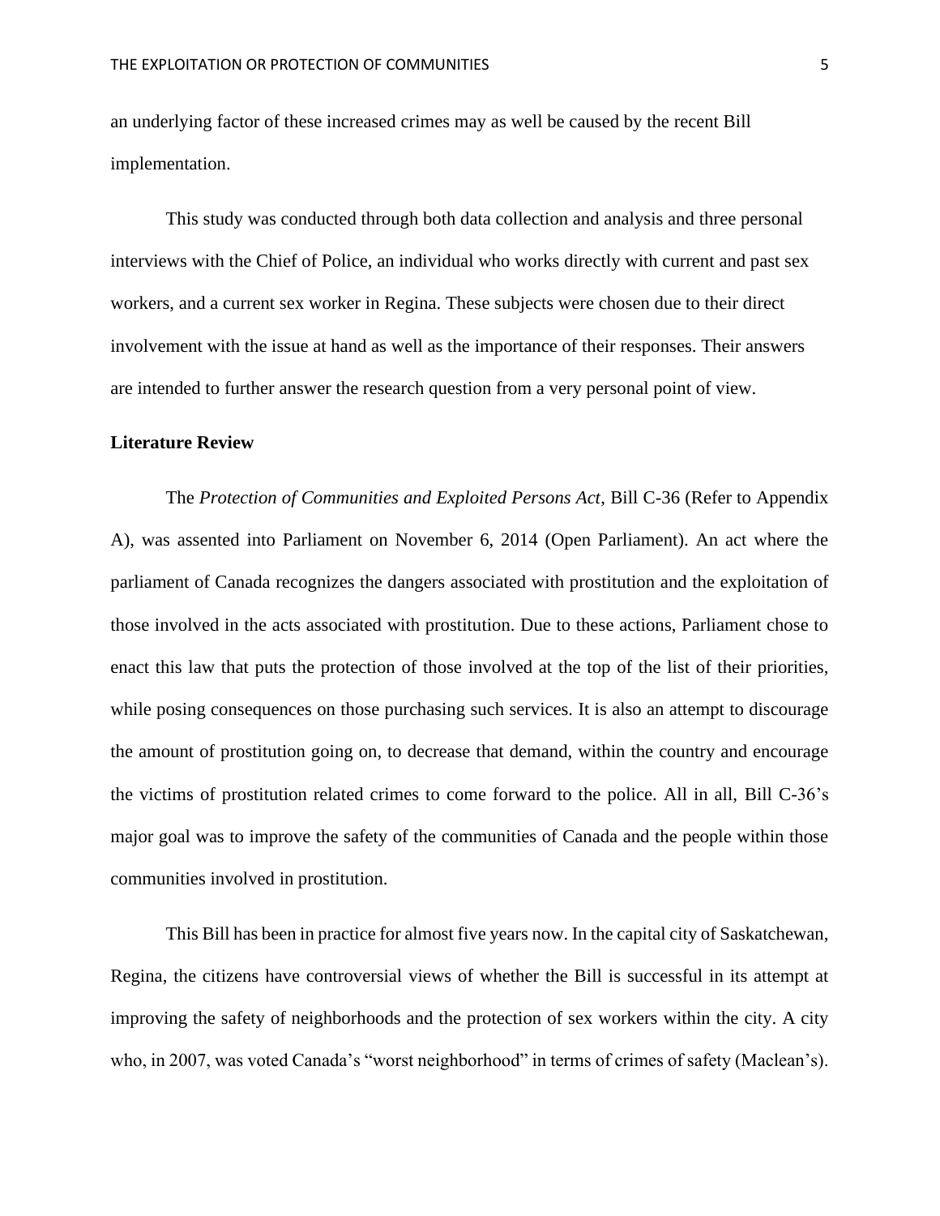an underlying factor of these increased crimes may as well be caused by the recent Bill implementation.

This study was conducted through both data collection and analysis and three personal interviews with the Chief of Police, an individual who works directly with current and past sex workers, and a current sex worker in Regina. These subjects were chosen due to their direct involvement with the issue at hand as well as the importance of their responses. Their answers are intended to further answer the research question from a very personal point of view.

**Literature Review**

The *Protection of Communities and Exploited Persons Act*, Bill C-36 (Refer to Appendix A), was assented into Parliament on November 6, 2014 (Open Parliament). An act where the parliament of Canada recognizes the dangers associated with prostitution and the exploitation of those involved in the acts associated with prostitution. Due to these actions, Parliament chose to enact this law that puts the protection of those involved at the top of the list of their priorities, while posing consequences on those purchasing such services. It is also an attempt to discourage the amount of prostitution going on, to decrease that demand, within the country and encourage the victims of prostitution related crimes to come forward to the police. All in all, Bill C-36's major goal was to improve the safety of the communities of Canada and the people within those communities involved in prostitution.

This Bill has been in practice for almost five years now. In the capital city of Saskatchewan, Regina, the citizens have controversial views of whether the Bill is successful in its attempt at improving the safety of neighborhoods and the protection of sex workers within the city. A city who, in 2007, was voted Canada's "worst neighborhood" in terms of crimes of safety (Maclean's).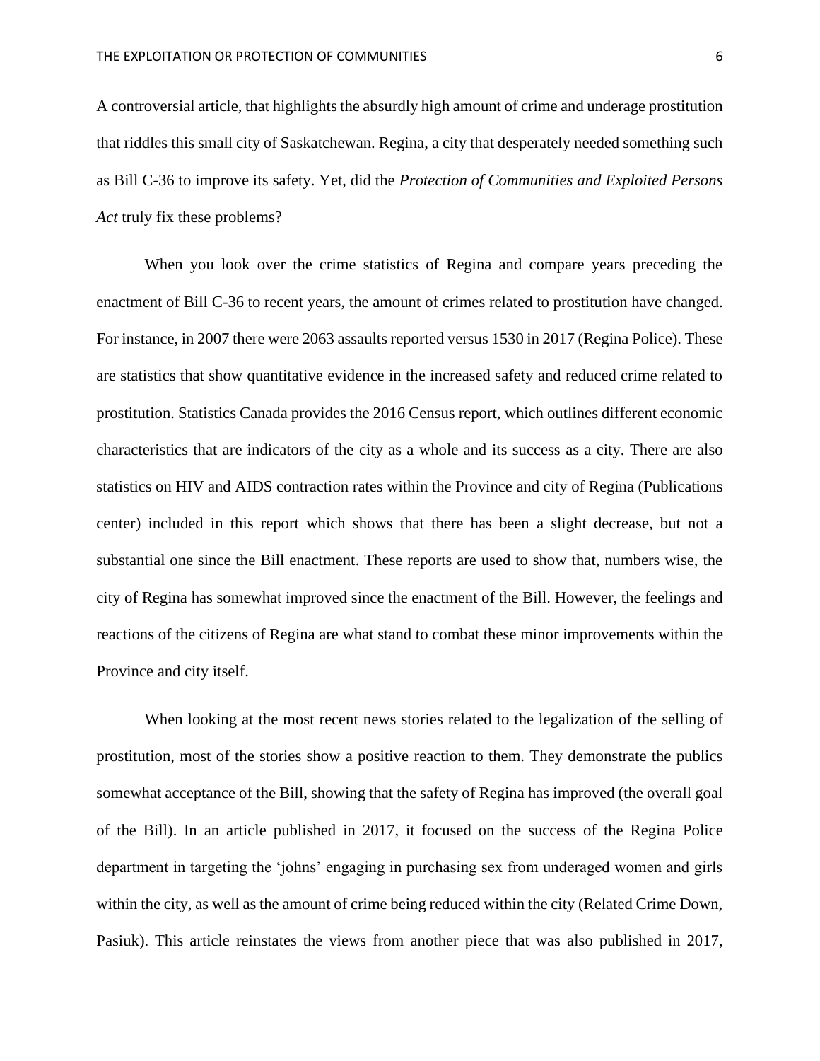A controversial article, that highlights the absurdly high amount of crime and underage prostitution that riddles this small city of Saskatchewan. Regina, a city that desperately needed something such as Bill C-36 to improve its safety. Yet, did the *Protection of Communities and Exploited Persons Act* truly fix these problems?

When you look over the crime statistics of Regina and compare years preceding the enactment of Bill C-36 to recent years, the amount of crimes related to prostitution have changed. For instance, in 2007 there were 2063 assaults reported versus 1530 in 2017 (Regina Police). These are statistics that show quantitative evidence in the increased safety and reduced crime related to prostitution. Statistics Canada provides the 2016 Census report, which outlines different economic characteristics that are indicators of the city as a whole and its success as a city. There are also statistics on HIV and AIDS contraction rates within the Province and city of Regina (Publications center) included in this report which shows that there has been a slight decrease, but not a substantial one since the Bill enactment. These reports are used to show that, numbers wise, the city of Regina has somewhat improved since the enactment of the Bill. However, the feelings and reactions of the citizens of Regina are what stand to combat these minor improvements within the Province and city itself.

When looking at the most recent news stories related to the legalization of the selling of prostitution, most of the stories show a positive reaction to them. They demonstrate the publics somewhat acceptance of the Bill, showing that the safety of Regina has improved (the overall goal of the Bill). In an article published in 2017, it focused on the success of the Regina Police department in targeting the 'johns' engaging in purchasing sex from underaged women and girls within the city, as well as the amount of crime being reduced within the city (Related Crime Down, Pasiuk). This article reinstates the views from another piece that was also published in 2017,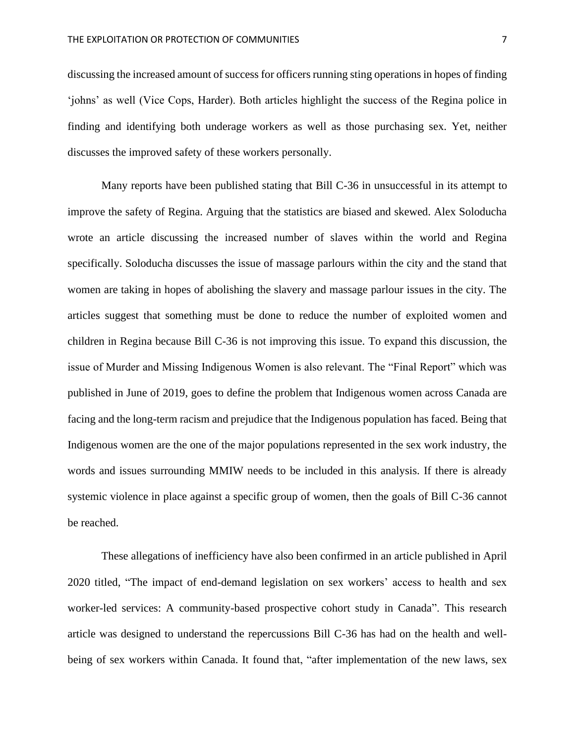discussing the increased amount of success for officers running sting operations in hopes of finding 'johns' as well (Vice Cops, Harder). Both articles highlight the success of the Regina police in finding and identifying both underage workers as well as those purchasing sex. Yet, neither discusses the improved safety of these workers personally.

Many reports have been published stating that Bill C-36 in unsuccessful in its attempt to improve the safety of Regina. Arguing that the statistics are biased and skewed. Alex Soloducha wrote an article discussing the increased number of slaves within the world and Regina specifically. Soloducha discusses the issue of massage parlours within the city and the stand that women are taking in hopes of abolishing the slavery and massage parlour issues in the city. The articles suggest that something must be done to reduce the number of exploited women and children in Regina because Bill C-36 is not improving this issue. To expand this discussion, the issue of Murder and Missing Indigenous Women is also relevant. The "Final Report" which was published in June of 2019, goes to define the problem that Indigenous women across Canada are facing and the long-term racism and prejudice that the Indigenous population has faced. Being that Indigenous women are the one of the major populations represented in the sex work industry, the words and issues surrounding MMIW needs to be included in this analysis. If there is already systemic violence in place against a specific group of women, then the goals of Bill C-36 cannot be reached.

These allegations of inefficiency have also been confirmed in an article published in April 2020 titled, "The impact of end-demand legislation on sex workers' access to health and sex worker-led services: A community-based prospective cohort study in Canada". This research article was designed to understand the repercussions Bill C-36 has had on the health and well-being of sex workers within Canada. It found that, "after implementation of the new laws, sex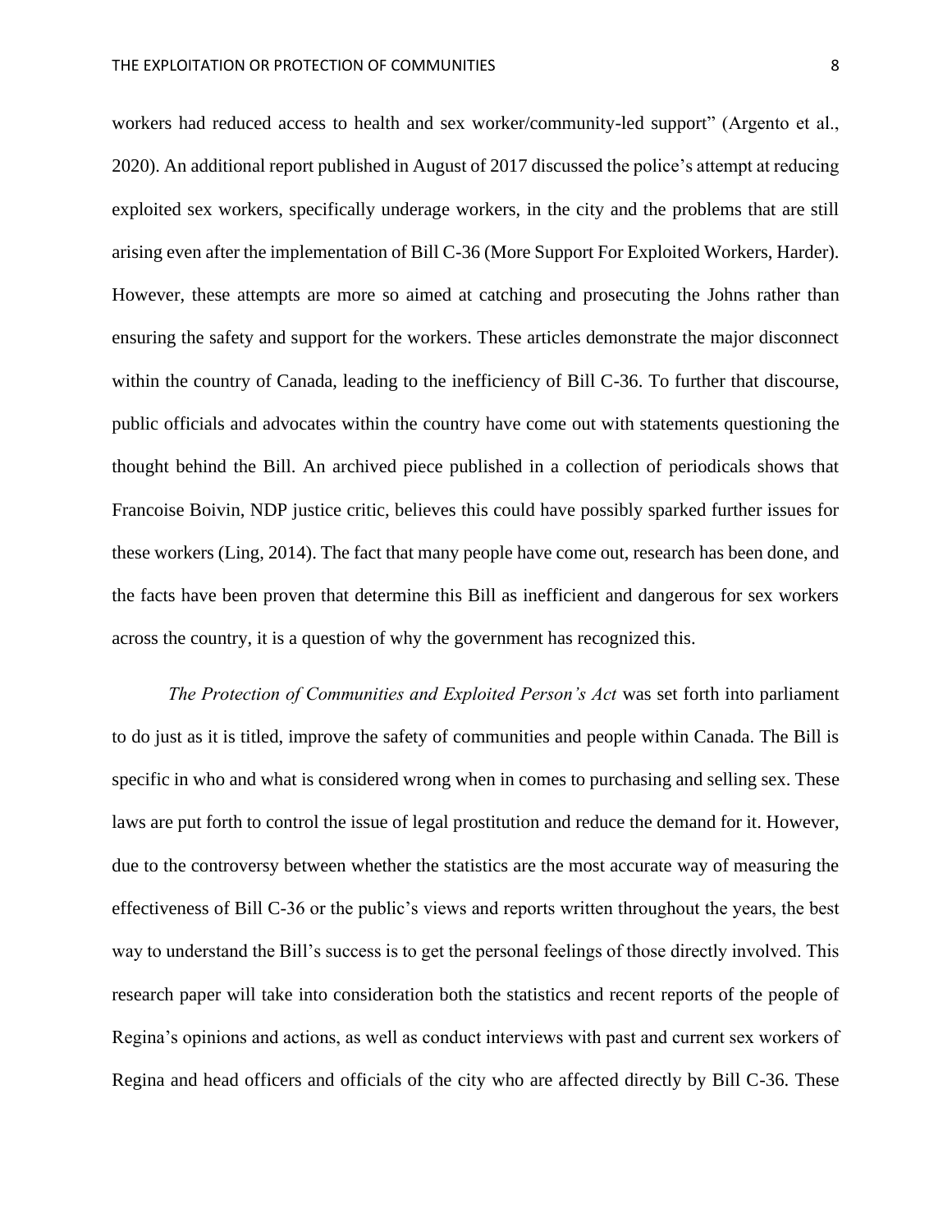workers had reduced access to health and sex worker/community-led support" (Argento et al., 2020). An additional report published in August of 2017 discussed the police's attempt at reducing exploited sex workers, specifically underage workers, in the city and the problems that are still arising even after the implementation of Bill C-36 (More Support For Exploited Workers, Harder). However, these attempts are more so aimed at catching and prosecuting the Johns rather than ensuring the safety and support for the workers. These articles demonstrate the major disconnect within the country of Canada, leading to the inefficiency of Bill C-36. To further that discourse, public officials and advocates within the country have come out with statements questioning the thought behind the Bill. An archived piece published in a collection of periodicals shows that Francoise Boivin, NDP justice critic, believes this could have possibly sparked further issues for these workers (Ling, 2014). The fact that many people have come out, research has been done, and the facts have been proven that determine this Bill as inefficient and dangerous for sex workers across the country, it is a question of why the government has recognized this.

*The Protection of Communities and Exploited Person's Act* was set forth into parliament to do just as it is titled, improve the safety of communities and people within Canada. The Bill is specific in who and what is considered wrong when in comes to purchasing and selling sex. These laws are put forth to control the issue of legal prostitution and reduce the demand for it. However, due to the controversy between whether the statistics are the most accurate way of measuring the effectiveness of Bill C-36 or the public's views and reports written throughout the years, the best way to understand the Bill's success is to get the personal feelings of those directly involved. This research paper will take into consideration both the statistics and recent reports of the people of Regina's opinions and actions, as well as conduct interviews with past and current sex workers of Regina and head officers and officials of the city who are affected directly by Bill C-36. These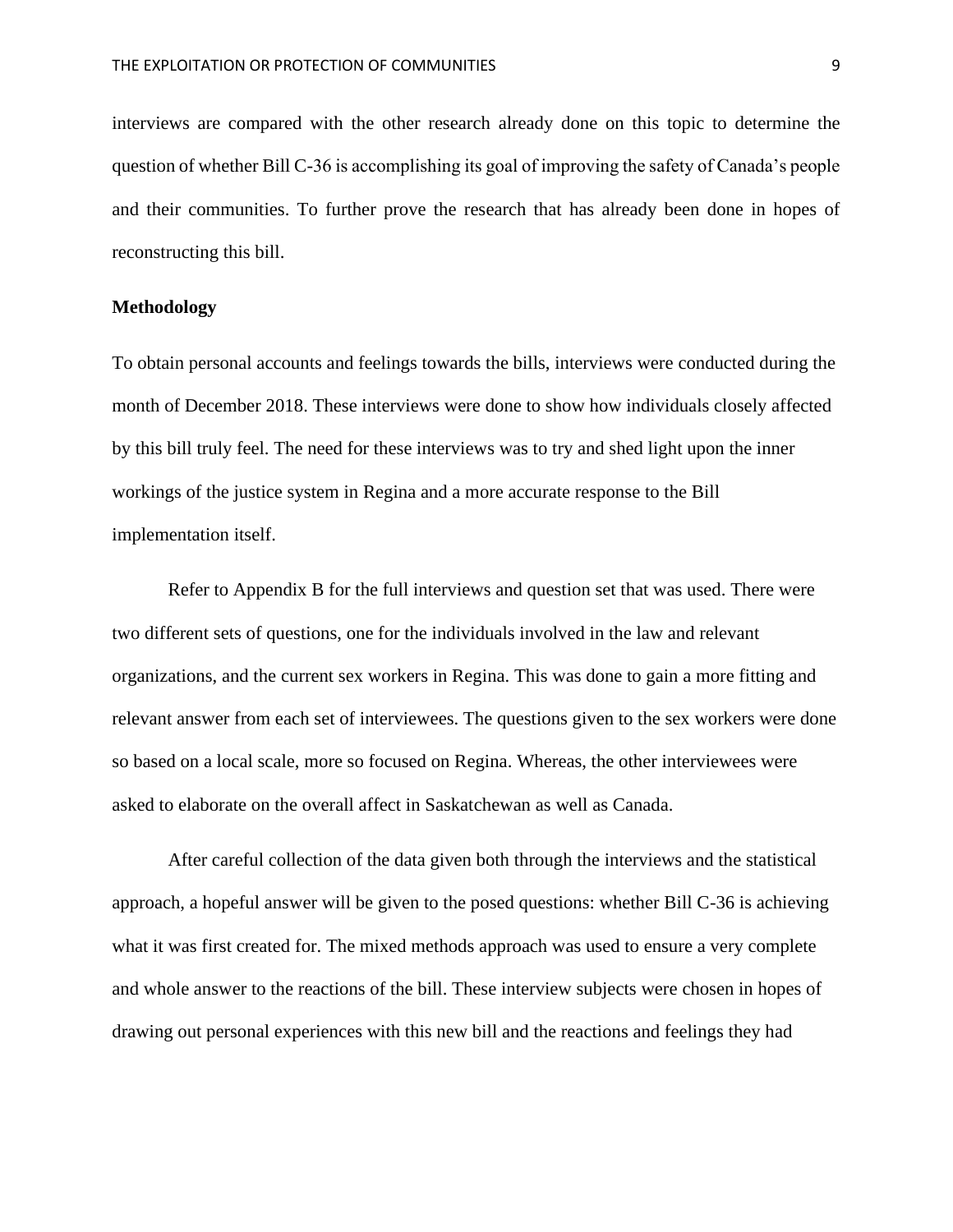interviews are compared with the other research already done on this topic to determine the question of whether Bill C-36 is accomplishing its goal of improving the safety of Canada's people and their communities. To further prove the research that has already been done in hopes of reconstructing this bill.

**Methodology**

To obtain personal accounts and feelings towards the bills, interviews were conducted during the month of December 2018. These interviews were done to show how individuals closely affected by this bill truly feel. The need for these interviews was to try and shed light upon the inner workings of the justice system in Regina and a more accurate response to the Bill implementation itself.

Refer to Appendix B for the full interviews and question set that was used. There were two different sets of questions, one for the individuals involved in the law and relevant organizations, and the current sex workers in Regina. This was done to gain a more fitting and relevant answer from each set of interviewees. The questions given to the sex workers were done so based on a local scale, more so focused on Regina. Whereas, the other interviewees were asked to elaborate on the overall affect in Saskatchewan as well as Canada.

After careful collection of the data given both through the interviews and the statistical approach, a hopeful answer will be given to the posed questions: whether Bill C-36 is achieving what it was first created for. The mixed methods approach was used to ensure a very complete and whole answer to the reactions of the bill. These interview subjects were chosen in hopes of drawing out personal experiences with this new bill and the reactions and feelings they had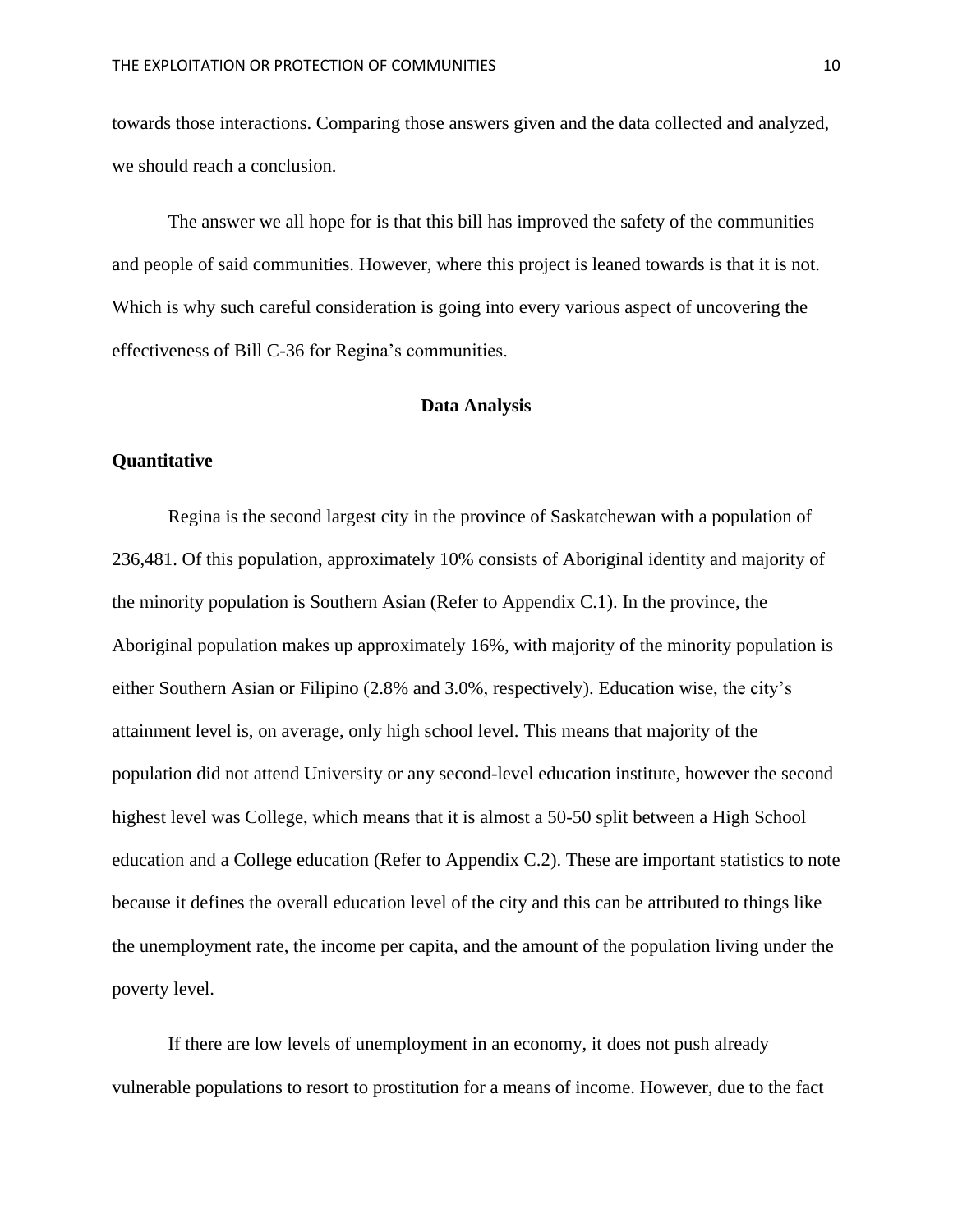towards those interactions. Comparing those answers given and the data collected and analyzed, we should reach a conclusion.

The answer we all hope for is that this bill has improved the safety of the communities and people of said communities. However, where this project is leaned towards is that it is not. Which is why such careful consideration is going into every various aspect of uncovering the effectiveness of Bill C-36 for Regina's communities.

## Data Analysis

### Quantitative

Regina is the second largest city in the province of Saskatchewan with a population of 236,481. Of this population, approximately 10% consists of Aboriginal identity and majority of the minority population is Southern Asian (Refer to Appendix C.1). In the province, the Aboriginal population makes up approximately 16%, with majority of the minority population is either Southern Asian or Filipino (2.8% and 3.0%, respectively). Education wise, the city's attainment level is, on average, only high school level. This means that majority of the population did not attend University or any second-level education institute, however the second highest level was College, which means that it is almost a 50-50 split between a High School education and a College education (Refer to Appendix C.2). These are important statistics to note because it defines the overall education level of the city and this can be attributed to things like the unemployment rate, the income per capita, and the amount of the population living under the poverty level.

If there are low levels of unemployment in an economy, it does not push already vulnerable populations to resort to prostitution for a means of income. However, due to the fact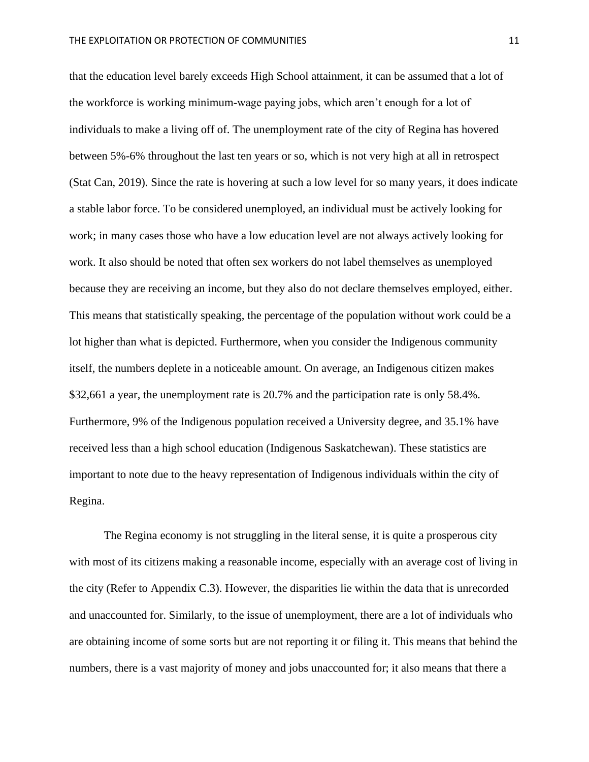that the education level barely exceeds High School attainment, it can be assumed that a lot of the workforce is working minimum-wage paying jobs, which aren't enough for a lot of individuals to make a living off of. The unemployment rate of the city of Regina has hovered between 5%-6% throughout the last ten years or so, which is not very high at all in retrospect (Stat Can, 2019). Since the rate is hovering at such a low level for so many years, it does indicate a stable labor force. To be considered unemployed, an individual must be actively looking for work; in many cases those who have a low education level are not always actively looking for work. It also should be noted that often sex workers do not label themselves as unemployed because they are receiving an income, but they also do not declare themselves employed, either. This means that statistically speaking, the percentage of the population without work could be a lot higher than what is depicted. Furthermore, when you consider the Indigenous community itself, the numbers deplete in a noticeable amount. On average, an Indigenous citizen makes $32,661 a year, the unemployment rate is 20.7% and the participation rate is only 58.4%. Furthermore, 9% of the Indigenous population received a University degree, and 35.1% have received less than a high school education (Indigenous Saskatchewan). These statistics are important to note due to the heavy representation of Indigenous individuals within the city of Regina.

The Regina economy is not struggling in the literal sense, it is quite a prosperous city with most of its citizens making a reasonable income, especially with an average cost of living in the city (Refer to Appendix C.3). However, the disparities lie within the data that is unrecorded and unaccounted for. Similarly, to the issue of unemployment, there are a lot of individuals who are obtaining income of some sorts but are not reporting it or filing it. This means that behind the numbers, there is a vast majority of money and jobs unaccounted for; it also means that there a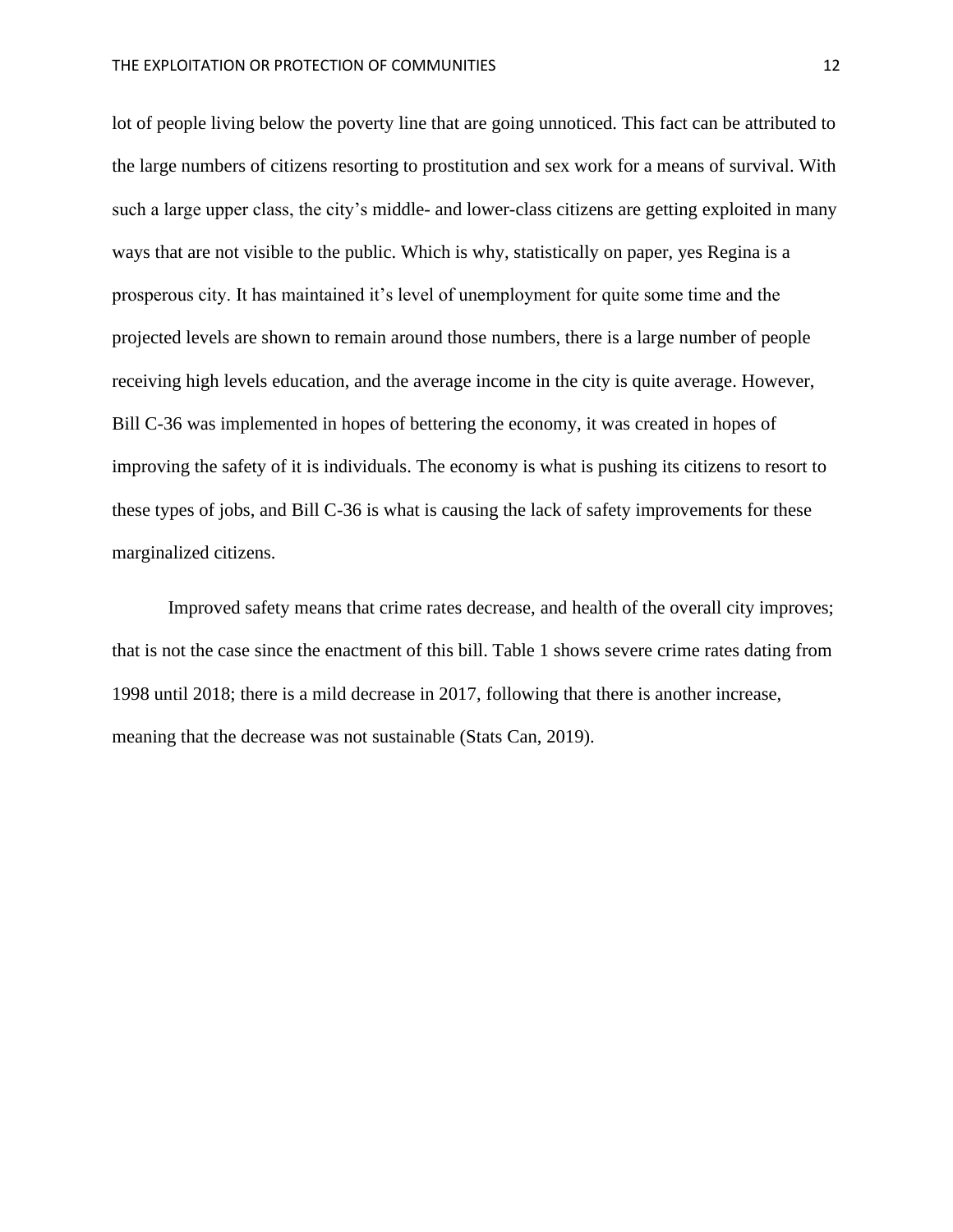lot of people living below the poverty line that are going unnoticed. This fact can be attributed to the large numbers of citizens resorting to prostitution and sex work for a means of survival. With such a large upper class, the city's middle- and lower-class citizens are getting exploited in many ways that are not visible to the public. Which is why, statistically on paper, yes Regina is a prosperous city. It has maintained it's level of unemployment for quite some time and the projected levels are shown to remain around those numbers, there is a large number of people receiving high levels education, and the average income in the city is quite average. However, Bill C-36 was implemented in hopes of bettering the economy, it was created in hopes of improving the safety of it is individuals. The economy is what is pushing its citizens to resort to these types of jobs, and Bill C-36 is what is causing the lack of safety improvements for these marginalized citizens.

Improved safety means that crime rates decrease, and health of the overall city improves; that is not the case since the enactment of this bill. Table 1 shows severe crime rates dating from 1998 until 2018; there is a mild decrease in 2017, following that there is another increase, meaning that the decrease was not sustainable (Stats Can, 2019).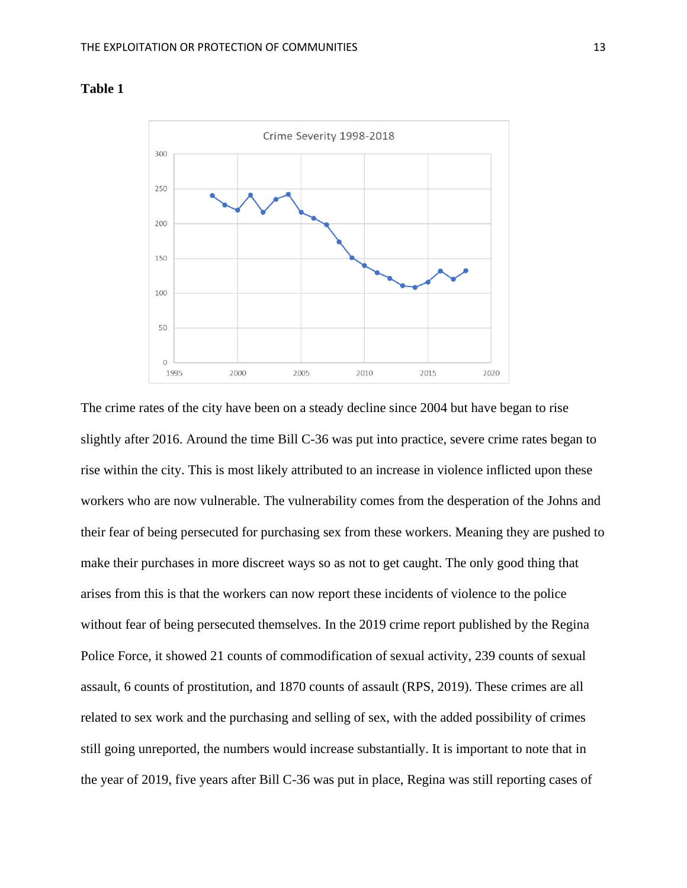**Table 1**

The crime rates of the city have been on a steady decline since 2004 but have began to rise slightly after 2016. Around the time Bill C-36 was put into practice, severe crime rates began to rise within the city. This is most likely attributed to an increase in violence inflicted upon these workers who are now vulnerable. The vulnerability comes from the desperation of the Johns and their fear of being persecuted for purchasing sex from these workers. Meaning they are pushed to make their purchases in more discreet ways so as not to get caught. The only good thing that arises from this is that the workers can now report these incidents of violence to the police without fear of being persecuted themselves. In the 2019 crime report published by the Regina Police Force, it showed 21 counts of commodification of sexual activity, 239 counts of sexual assault, 6 counts of prostitution, and 1870 counts of assault (RPS, 2019). These crimes are all related to sex work and the purchasing and selling of sex, with the added possibility of crimes still going unreported, the numbers would increase substantially. It is important to note that in the year of 2019, five years after Bill C-36 was put in place, Regina was still reporting cases of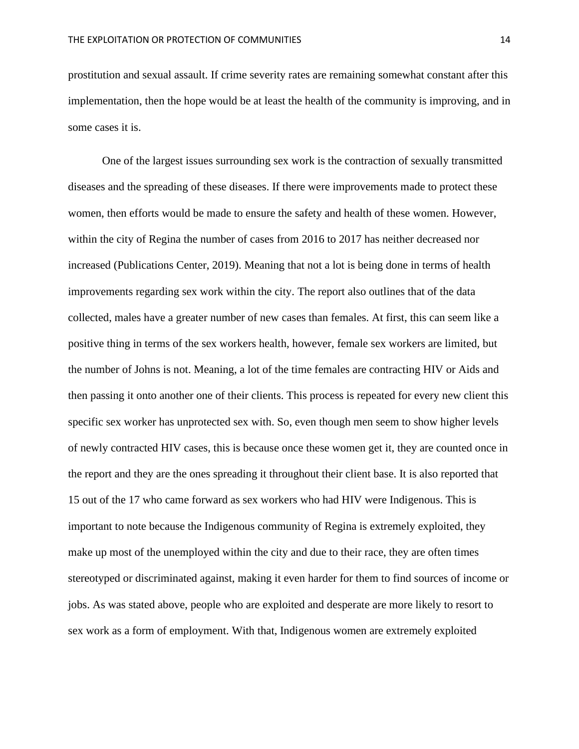prostitution and sexual assault. If crime severity rates are remaining somewhat constant after this implementation, then the hope would be at least the health of the community is improving, and in some cases it is.

One of the largest issues surrounding sex work is the contraction of sexually transmitted diseases and the spreading of these diseases. If there were improvements made to protect these women, then efforts would be made to ensure the safety and health of these women. However, within the city of Regina the number of cases from 2016 to 2017 has neither decreased nor increased (Publications Center, 2019). Meaning that not a lot is being done in terms of health improvements regarding sex work within the city. The report also outlines that of the data collected, males have a greater number of new cases than females. At first, this can seem like a positive thing in terms of the sex workers health, however, female sex workers are limited, but the number of Johns is not. Meaning, a lot of the time females are contracting HIV or Aids and then passing it onto another one of their clients. This process is repeated for every new client this specific sex worker has unprotected sex with. So, even though men seem to show higher levels of newly contracted HIV cases, this is because once these women get it, they are counted once in the report and they are the ones spreading it throughout their client base. It is also reported that 15 out of the 17 who came forward as sex workers who had HIV were Indigenous. This is important to note because the Indigenous community of Regina is extremely exploited, they make up most of the unemployed within the city and due to their race, they are often times stereotyped or discriminated against, making it even harder for them to find sources of income or jobs. As was stated above, people who are exploited and desperate are more likely to resort to sex work as a form of employment. With that, Indigenous women are extremely exploited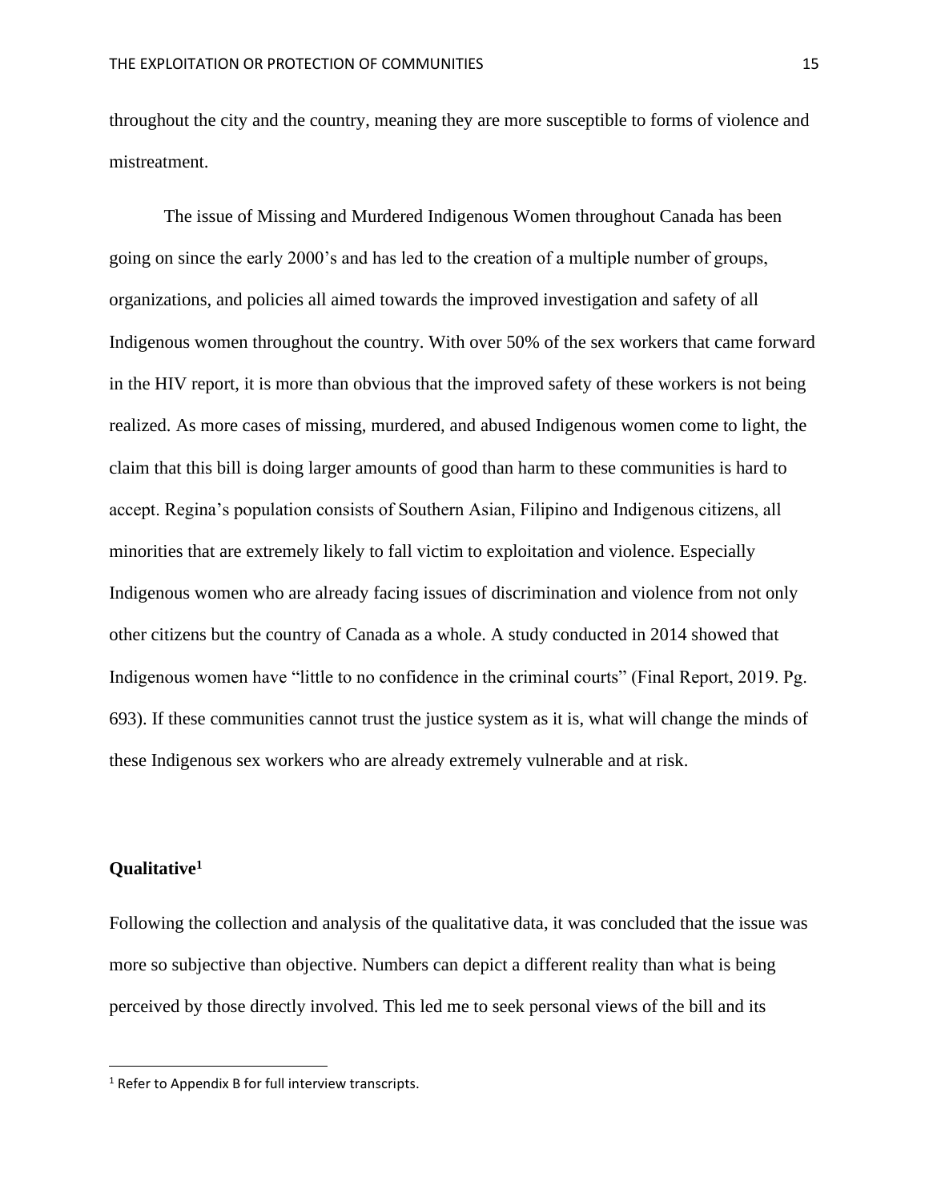throughout the city and the country, meaning they are more susceptible to forms of violence and mistreatment.

The issue of Missing and Murdered Indigenous Women throughout Canada has been going on since the early 2000's and has led to the creation of a multiple number of groups, organizations, and policies all aimed towards the improved investigation and safety of all Indigenous women throughout the country. With over 50% of the sex workers that came forward in the HIV report, it is more than obvious that the improved safety of these workers is not being realized. As more cases of missing, murdered, and abused Indigenous women come to light, the claim that this bill is doing larger amounts of good than harm to these communities is hard to accept. Regina's population consists of Southern Asian, Filipino and Indigenous citizens, all minorities that are extremely likely to fall victim to exploitation and violence. Especially Indigenous women who are already facing issues of discrimination and violence from not only other citizens but the country of Canada as a whole. A study conducted in 2014 showed that Indigenous women have "little to no confidence in the criminal courts" (Final Report, 2019. Pg. 693). If these communities cannot trust the justice system as it is, what will change the minds of these Indigenous sex workers who are already extremely vulnerable and at risk.

**Qualitative**[1]

Following the collection and analysis of the qualitative data, it was concluded that the issue was more so subjective than objective. Numbers can depict a different reality than what is being perceived by those directly involved. This led me to seek personal views of the bill and its

[1] Refer to Appendix B for full interview transcripts.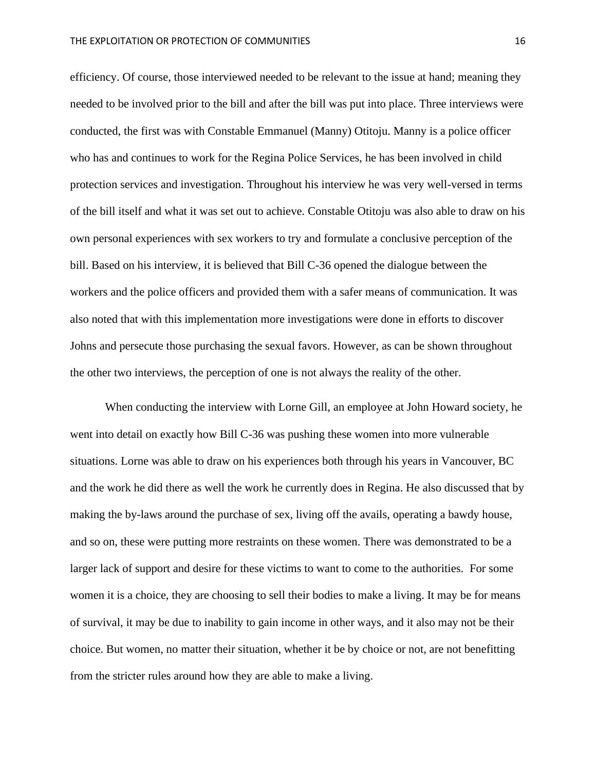efficiency. Of course, those interviewed needed to be relevant to the issue at hand; meaning they needed to be involved prior to the bill and after the bill was put into place. Three interviews were conducted, the first was with Constable Emmanuel (Manny) Otitoju. Manny is a police officer who has and continues to work for the Regina Police Services, he has been involved in child protection services and investigation. Throughout his interview he was very well-versed in terms of the bill itself and what it was set out to achieve. Constable Otitoju was also able to draw on his own personal experiences with sex workers to try and formulate a conclusive perception of the bill. Based on his interview, it is believed that Bill C-36 opened the dialogue between the workers and the police officers and provided them with a safer means of communication. It was also noted that with this implementation more investigations were done in efforts to discover Johns and persecute those purchasing the sexual favors. However, as can be shown throughout the other two interviews, the perception of one is not always the reality of the other.

When conducting the interview with Lorne Gill, an employee at John Howard society, he went into detail on exactly how Bill C-36 was pushing these women into more vulnerable situations. Lorne was able to draw on his experiences both through his years in Vancouver, BC and the work he did there as well the work he currently does in Regina. He also discussed that by making the by-laws around the purchase of sex, living off the avails, operating a bawdy house, and so on, these were putting more restraints on these women. There was demonstrated to be a larger lack of support and desire for these victims to want to come to the authorities. For some women it is a choice, they are choosing to sell their bodies to make a living. It may be for means of survival, it may be due to inability to gain income in other ways, and it also may not be their choice. But women, no matter their situation, whether it be by choice or not, are not benefitting from the stricter rules around how they are able to make a living.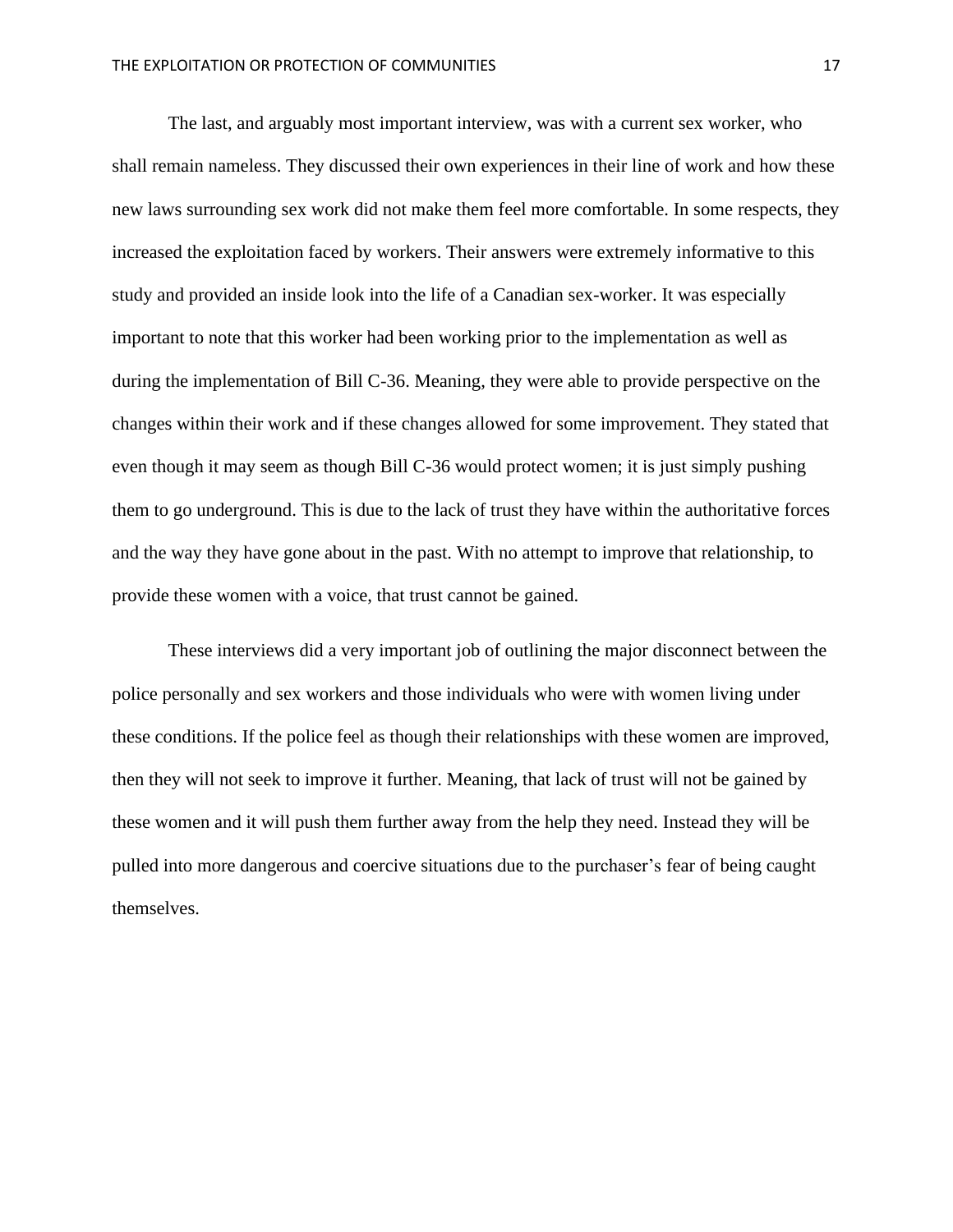The last, and arguably most important interview, was with a current sex worker, who shall remain nameless. They discussed their own experiences in their line of work and how these new laws surrounding sex work did not make them feel more comfortable. In some respects, they increased the exploitation faced by workers. Their answers were extremely informative to this study and provided an inside look into the life of a Canadian sex-worker. It was especially important to note that this worker had been working prior to the implementation as well as during the implementation of Bill C-36. Meaning, they were able to provide perspective on the changes within their work and if these changes allowed for some improvement. They stated that even though it may seem as though Bill C-36 would protect women; it is just simply pushing them to go underground. This is due to the lack of trust they have within the authoritative forces and the way they have gone about in the past. With no attempt to improve that relationship, to provide these women with a voice, that trust cannot be gained.

These interviews did a very important job of outlining the major disconnect between the police personally and sex workers and those individuals who were with women living under these conditions. If the police feel as though their relationships with these women are improved, then they will not seek to improve it further. Meaning, that lack of trust will not be gained by these women and it will push them further away from the help they need. Instead they will be pulled into more dangerous and coercive situations due to the purchaser's fear of being caught themselves.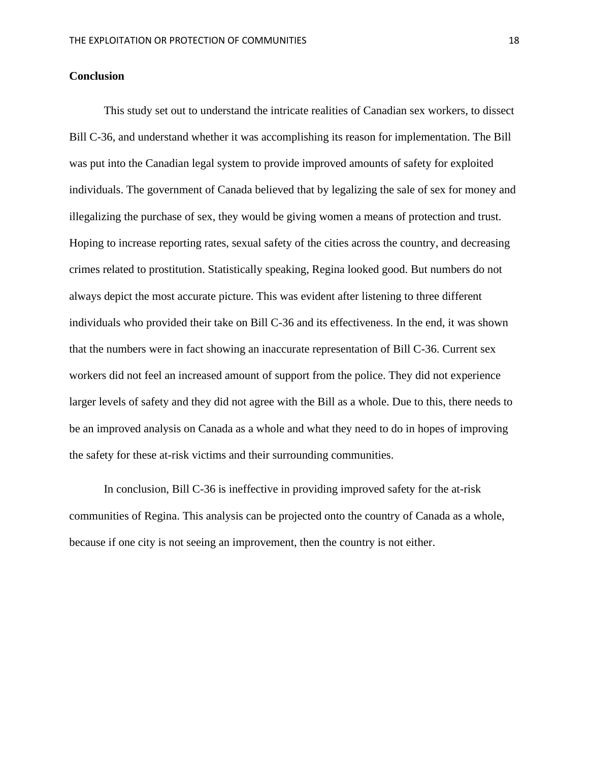## Conclusion

This study set out to understand the intricate realities of Canadian sex workers, to dissect Bill C-36, and understand whether it was accomplishing its reason for implementation. The Bill was put into the Canadian legal system to provide improved amounts of safety for exploited individuals. The government of Canada believed that by legalizing the sale of sex for money and illegalizing the purchase of sex, they would be giving women a means of protection and trust. Hoping to increase reporting rates, sexual safety of the cities across the country, and decreasing crimes related to prostitution. Statistically speaking, Regina looked good. But numbers do not always depict the most accurate picture. This was evident after listening to three different individuals who provided their take on Bill C-36 and its effectiveness. In the end, it was shown that the numbers were in fact showing an inaccurate representation of Bill C-36. Current sex workers did not feel an increased amount of support from the police. They did not experience larger levels of safety and they did not agree with the Bill as a whole. Due to this, there needs to be an improved analysis on Canada as a whole and what they need to do in hopes of improving the safety for these at-risk victims and their surrounding communities.

In conclusion, Bill C-36 is ineffective in providing improved safety for the at-risk communities of Regina. This analysis can be projected onto the country of Canada as a whole, because if one city is not seeing an improvement, then the country is not either.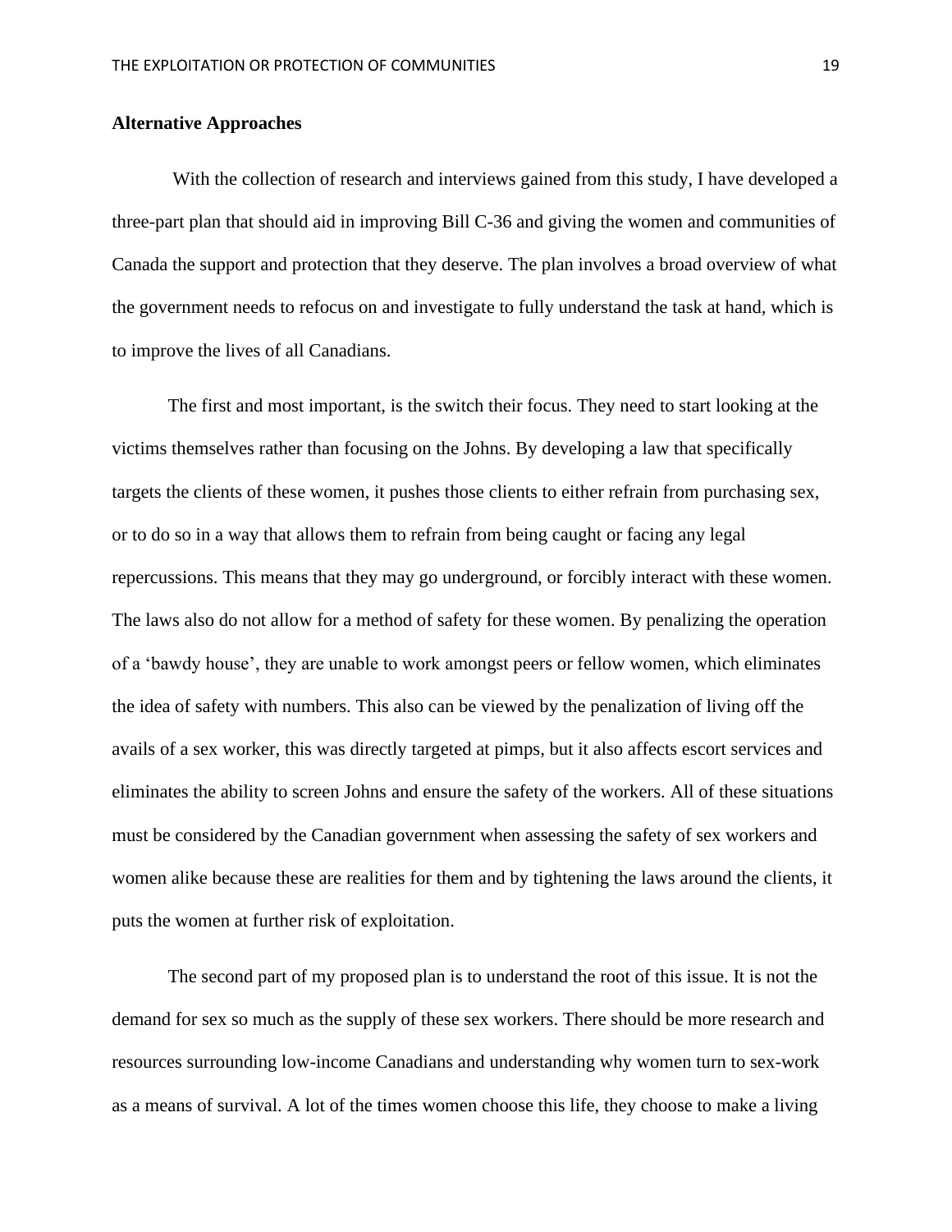**Alternative Approaches**

With the collection of research and interviews gained from this study, I have developed a three-part plan that should aid in improving Bill C-36 and giving the women and communities of Canada the support and protection that they deserve. The plan involves a broad overview of what the government needs to refocus on and investigate to fully understand the task at hand, which is to improve the lives of all Canadians.

The first and most important, is the switch their focus. They need to start looking at the victims themselves rather than focusing on the Johns. By developing a law that specifically targets the clients of these women, it pushes those clients to either refrain from purchasing sex, or to do so in a way that allows them to refrain from being caught or facing any legal repercussions. This means that they may go underground, or forcibly interact with these women. The laws also do not allow for a method of safety for these women. By penalizing the operation of a 'bawdy house', they are unable to work amongst peers or fellow women, which eliminates the idea of safety with numbers. This also can be viewed by the penalization of living off the avails of a sex worker, this was directly targeted at pimps, but it also affects escort services and eliminates the ability to screen Johns and ensure the safety of the workers. All of these situations must be considered by the Canadian government when assessing the safety of sex workers and women alike because these are realities for them and by tightening the laws around the clients, it puts the women at further risk of exploitation.

The second part of my proposed plan is to understand the root of this issue. It is not the demand for sex so much as the supply of these sex workers. There should be more research and resources surrounding low-income Canadians and understanding why women turn to sex-work as a means of survival. A lot of the times women choose this life, they choose to make a living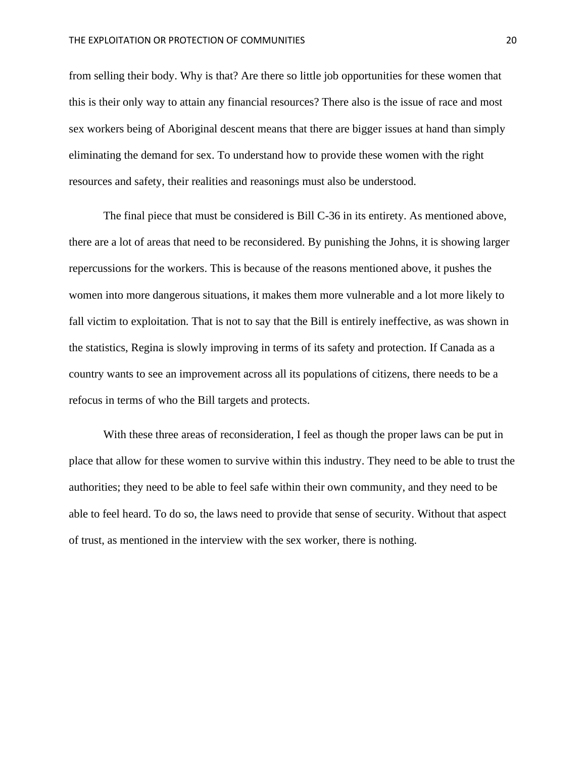from selling their body. Why is that? Are there so little job opportunities for these women that this is their only way to attain any financial resources? There also is the issue of race and most sex workers being of Aboriginal descent means that there are bigger issues at hand than simply eliminating the demand for sex. To understand how to provide these women with the right resources and safety, their realities and reasonings must also be understood.

The final piece that must be considered is Bill C-36 in its entirety. As mentioned above, there are a lot of areas that need to be reconsidered. By punishing the Johns, it is showing larger repercussions for the workers. This is because of the reasons mentioned above, it pushes the women into more dangerous situations, it makes them more vulnerable and a lot more likely to fall victim to exploitation. That is not to say that the Bill is entirely ineffective, as was shown in the statistics, Regina is slowly improving in terms of its safety and protection. If Canada as a country wants to see an improvement across all its populations of citizens, there needs to be a refocus in terms of who the Bill targets and protects.

With these three areas of reconsideration, I feel as though the proper laws can be put in place that allow for these women to survive within this industry. They need to be able to trust the authorities; they need to be able to feel safe within their own community, and they need to be able to feel heard. To do so, the laws need to provide that sense of security. Without that aspect of trust, as mentioned in the interview with the sex worker, there is nothing.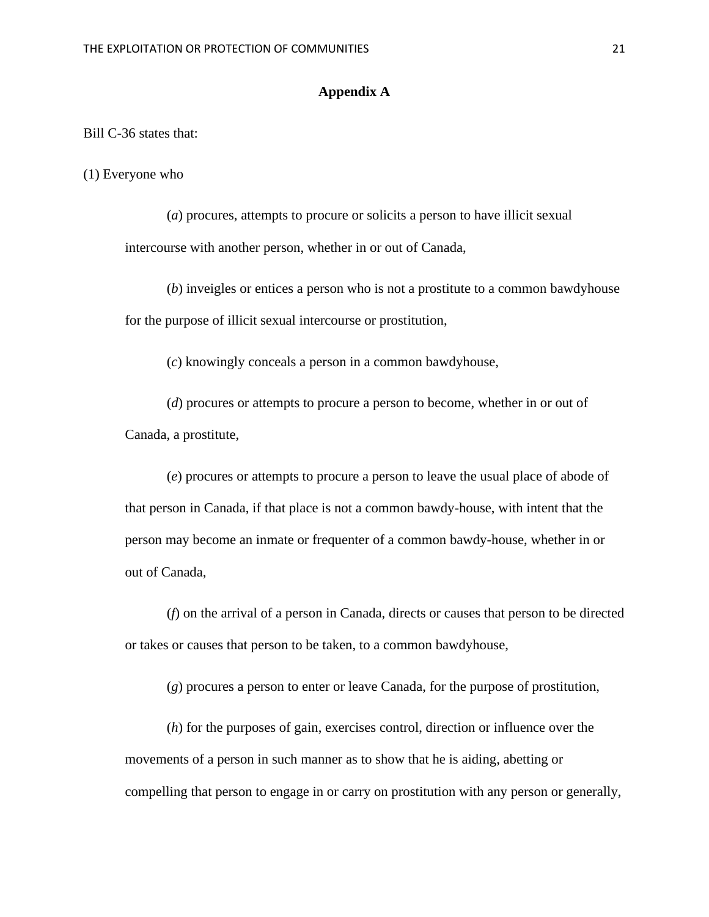## Appendix A

Bill C-36 states that:

(1) Everyone who

> (*a*) procures, attempts to procure or solicits a person to have illicit sexual intercourse with another person, whether in or out of Canada,
>
> (*b*) inveigles or entices a person who is not a prostitute to a common bawdyhouse for the purpose of illicit sexual intercourse or prostitution,
>
> (*c*) knowingly conceals a person in a common bawdyhouse,
>
> (*d*) procures or attempts to procure a person to become, whether in or out of Canada, a prostitute,
>
> (*e*) procures or attempts to procure a person to leave the usual place of abode of that person in Canada, if that place is not a common bawdy-house, with intent that the person may become an inmate or frequenter of a common bawdy-house, whether in or out of Canada,
>
> (*f*) on the arrival of a person in Canada, directs or causes that person to be directed or takes or causes that person to be taken, to a common bawdyhouse,
>
> (*g*) procures a person to enter or leave Canada, for the purpose of prostitution,
>
> (*h*) for the purposes of gain, exercises control, direction or influence over the movements of a person in such manner as to show that he is aiding, abetting or compelling that person to engage in or carry on prostitution with any person or generally,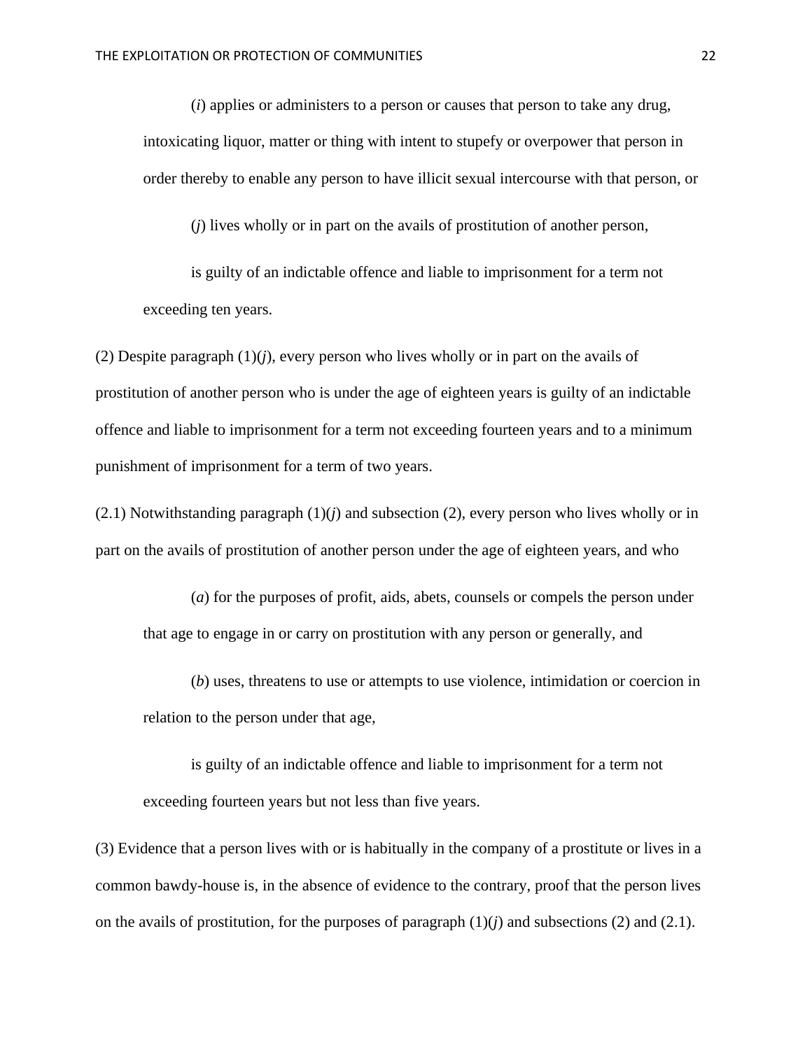(*i*) applies or administers to a person or causes that person to take any drug, intoxicating liquor, matter or thing with intent to stupefy or overpower that person in order thereby to enable any person to have illicit sexual intercourse with that person, or

(*j*) lives wholly or in part on the avails of prostitution of another person,

is guilty of an indictable offence and liable to imprisonment for a term not exceeding ten years.

(2) Despite paragraph (1)(*j*), every person who lives wholly or in part on the avails of prostitution of another person who is under the age of eighteen years is guilty of an indictable offence and liable to imprisonment for a term not exceeding fourteen years and to a minimum punishment of imprisonment for a term of two years.

(2.1) Notwithstanding paragraph (1)(*j*) and subsection (2), every person who lives wholly or in part on the avails of prostitution of another person under the age of eighteen years, and who

(*a*) for the purposes of profit, aids, abets, counsels or compels the person under that age to engage in or carry on prostitution with any person or generally, and

(*b*) uses, threatens to use or attempts to use violence, intimidation or coercion in relation to the person under that age,

is guilty of an indictable offence and liable to imprisonment for a term not exceeding fourteen years but not less than five years.

(3) Evidence that a person lives with or is habitually in the company of a prostitute or lives in a common bawdy-house is, in the absence of evidence to the contrary, proof that the person lives on the avails of prostitution, for the purposes of paragraph (1)(*j*) and subsections (2) and (2.1).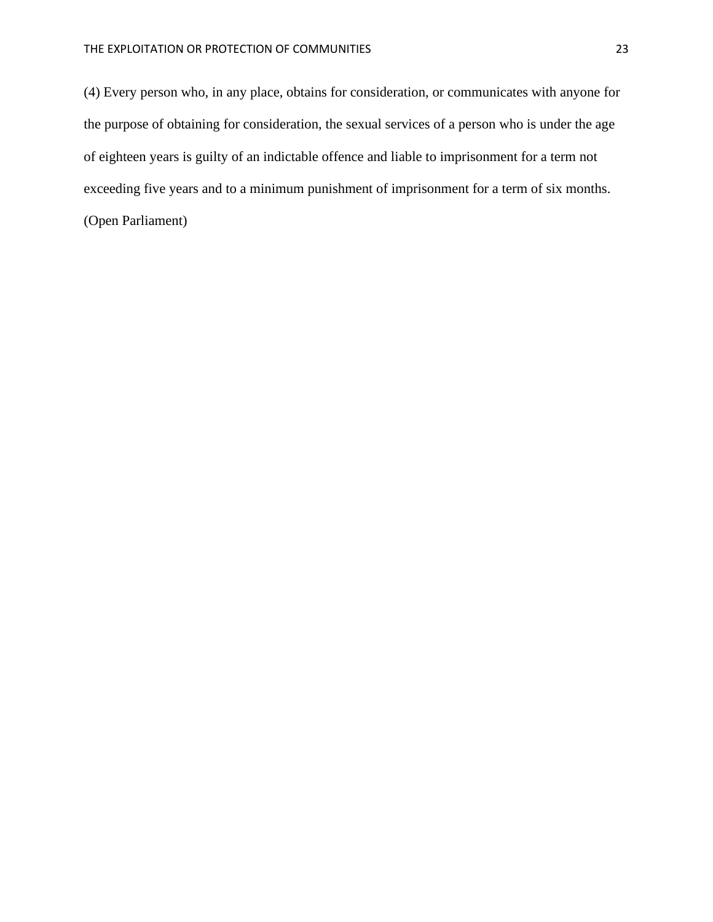(4) Every person who, in any place, obtains for consideration, or communicates with anyone for the purpose of obtaining for consideration, the sexual services of a person who is under the age of eighteen years is guilty of an indictable offence and liable to imprisonment for a term not exceeding five years and to a minimum punishment of imprisonment for a term of six months. (Open Parliament)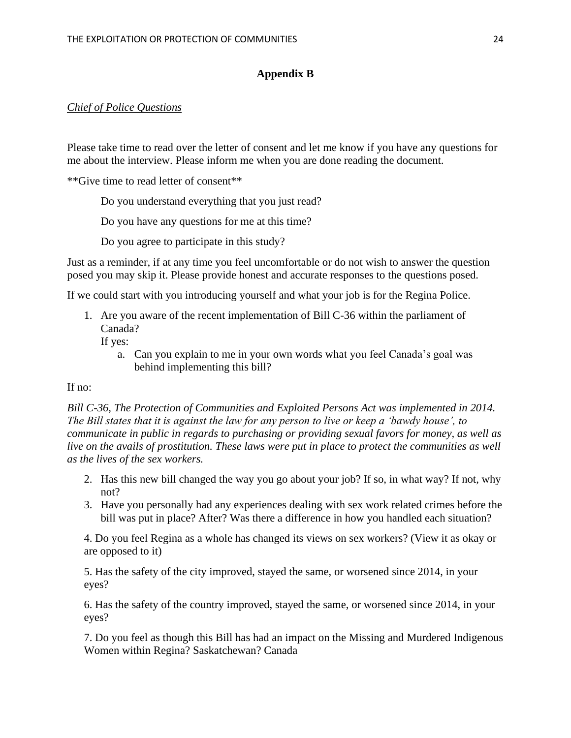## Appendix B

*Chief of Police Questions*

Please take time to read over the letter of consent and let me know if you have any questions for me about the interview. Please inform me when you are done reading the document.

**Give time to read letter of consent**

Do you understand everything that you just read?

Do you have any questions for me at this time?

Do you agree to participate in this study?

Just as a reminder, if at any time you feel uncomfortable or do not wish to answer the question posed you may skip it. Please provide honest and accurate responses to the questions posed.

If we could start with you introducing yourself and what your job is for the Regina Police.

1. Are you aware of the recent implementation of Bill C-36 within the parliament of Canada?
   If yes:
   a. Can you explain to me in your own words what you feel Canada's goal was behind implementing this bill?

If no:

*Bill C-36, The Protection of Communities and Exploited Persons Act was implemented in 2014. The Bill states that it is against the law for any person to live or keep a 'bawdy house', to communicate in public in regards to purchasing or providing sexual favors for money, as well as live on the avails of prostitution. These laws were put in place to protect the communities as well as the lives of the sex workers.*

2. Has this new bill changed the way you go about your job? If so, in what way? If not, why not?
3. Have you personally had any experiences dealing with sex work related crimes before the bill was put in place? After? Was there a difference in how you handled each situation?

4. Do you feel Regina as a whole has changed its views on sex workers? (View it as okay or are opposed to it)

5. Has the safety of the city improved, stayed the same, or worsened since 2014, in your eyes?

6. Has the safety of the country improved, stayed the same, or worsened since 2014, in your eyes?

7. Do you feel as though this Bill has had an impact on the Missing and Murdered Indigenous Women within Regina? Saskatchewan? Canada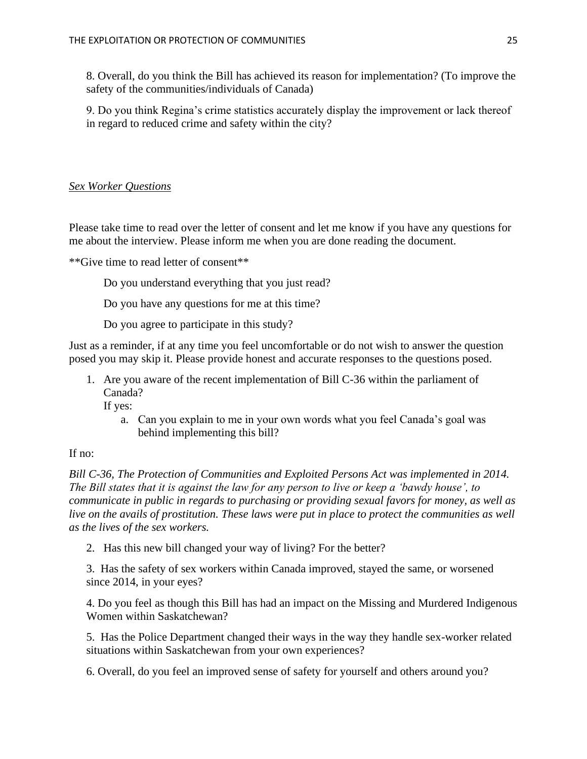8. Overall, do you think the Bill has achieved its reason for implementation? (To improve the safety of the communities/individuals of Canada)

9. Do you think Regina's crime statistics accurately display the improvement or lack thereof in regard to reduced crime and safety within the city?

*<u>Sex Worker Questions</u>*

Please take time to read over the letter of consent and let me know if you have any questions for me about the interview. Please inform me when you are done reading the document.

**Give time to read letter of consent**

Do you understand everything that you just read?

Do you have any questions for me at this time?

Do you agree to participate in this study?

Just as a reminder, if at any time you feel uncomfortable or do not wish to answer the question posed you may skip it. Please provide honest and accurate responses to the questions posed.

1. Are you aware of the recent implementation of Bill C-36 within the parliament of Canada?
   If yes:
   a. Can you explain to me in your own words what you feel Canada's goal was behind implementing this bill?

If no:

*Bill C-36, The Protection of Communities and Exploited Persons Act was implemented in 2014. The Bill states that it is against the law for any person to live or keep a 'bawdy house', to communicate in public in regards to purchasing or providing sexual favors for money, as well as live on the avails of prostitution. These laws were put in place to protect the communities as well as the lives of the sex workers.*

2. Has this new bill changed your way of living? For the better?

3. Has the safety of sex workers within Canada improved, stayed the same, or worsened since 2014, in your eyes?

4. Do you feel as though this Bill has had an impact on the Missing and Murdered Indigenous Women within Saskatchewan?

5. Has the Police Department changed their ways in the way they handle sex-worker related situations within Saskatchewan from your own experiences?

6. Overall, do you feel an improved sense of safety for yourself and others around you?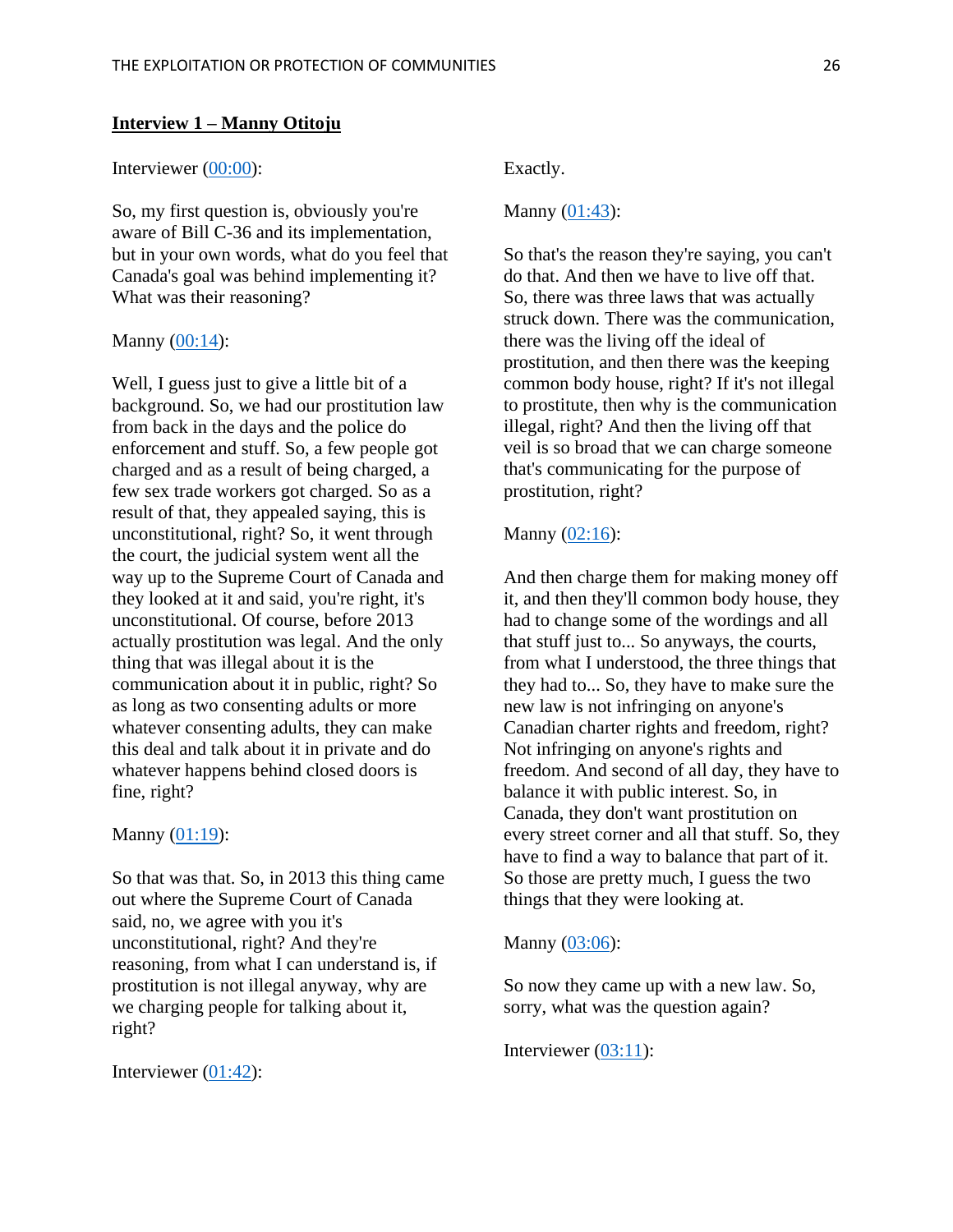**Interview 1 – Manny Otitoju**

Interviewer (00:00):

So, my first question is, obviously you're aware of Bill C-36 and its implementation, but in your own words, what do you feel that Canada's goal was behind implementing it? What was their reasoning?

Manny (00:14):

Well, I guess just to give a little bit of a background. So, we had our prostitution law from back in the days and the police do enforcement and stuff. So, a few people got charged and as a result of being charged, a few sex trade workers got charged. So as a result of that, they appealed saying, this is unconstitutional, right? So, it went through the court, the judicial system went all the way up to the Supreme Court of Canada and they looked at it and said, you're right, it's unconstitutional. Of course, before 2013 actually prostitution was legal. And the only thing that was illegal about it is the communication about it in public, right? So as long as two consenting adults or more whatever consenting adults, they can make this deal and talk about it in private and do whatever happens behind closed doors is fine, right?

Manny (01:19):

So that was that. So, in 2013 this thing came out where the Supreme Court of Canada said, no, we agree with you it's unconstitutional, right? And they're reasoning, from what I can understand is, if prostitution is not illegal anyway, why are we charging people for talking about it, right?

Interviewer (01:42):

Exactly.

Manny (01:43):

So that's the reason they're saying, you can't do that. And then we have to live off that. So, there was three laws that was actually struck down. There was the communication, there was the living off the ideal of prostitution, and then there was the keeping common body house, right? If it's not illegal to prostitute, then why is the communication illegal, right? And then the living off that veil is so broad that we can charge someone that's communicating for the purpose of prostitution, right?

Manny (02:16):

And then charge them for making money off it, and then they'll common body house, they had to change some of the wordings and all that stuff just to... So anyways, the courts, from what I understood, the three things that they had to... So, they have to make sure the new law is not infringing on anyone's Canadian charter rights and freedom, right? Not infringing on anyone's rights and freedom. And second of all day, they have to balance it with public interest. So, in Canada, they don't want prostitution on every street corner and all that stuff. So, they have to find a way to balance that part of it. So those are pretty much, I guess the two things that they were looking at.

Manny (03:06):

So now they came up with a new law. So, sorry, what was the question again?

Interviewer (03:11):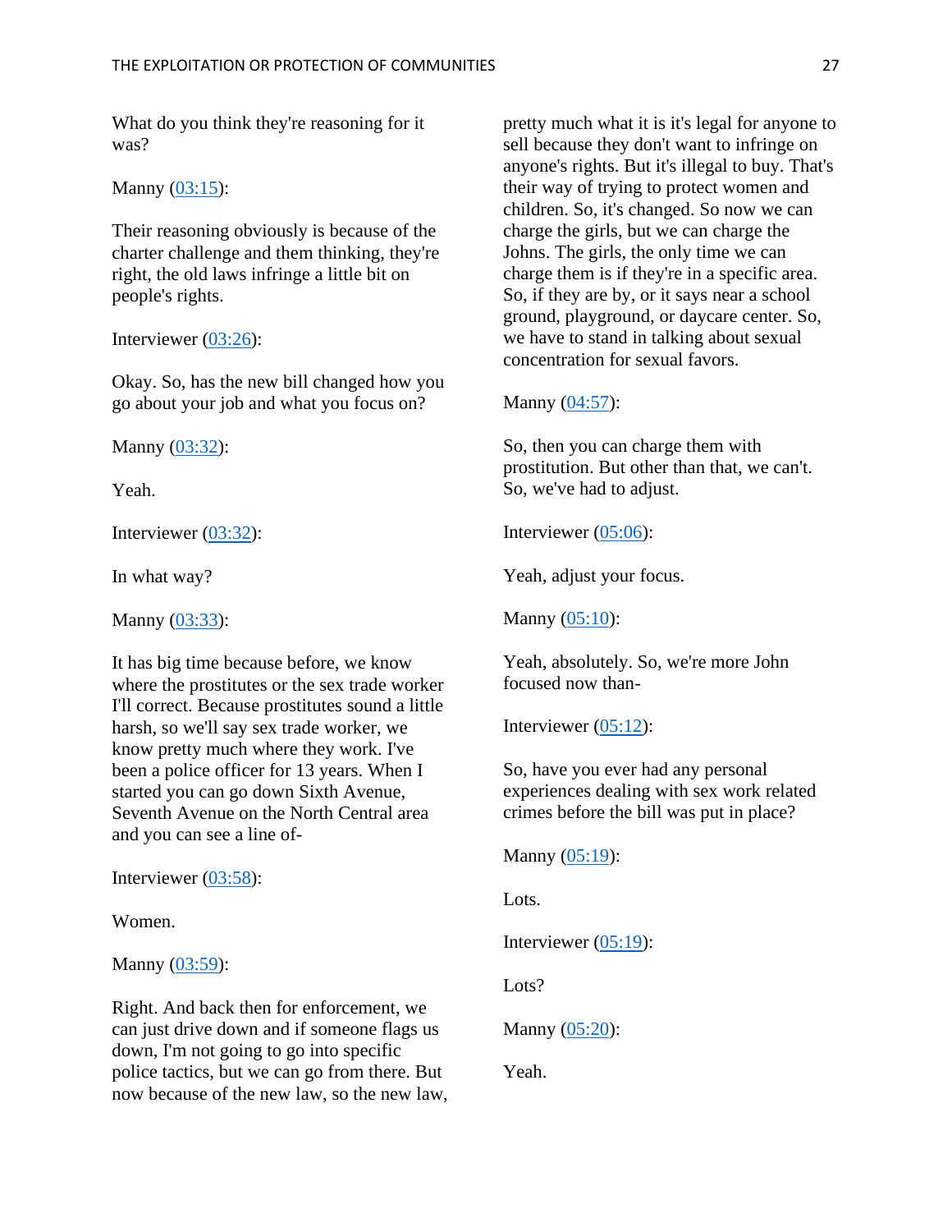What do you think they're reasoning for it was?

Manny ([03:15]):

Their reasoning obviously is because of the charter challenge and them thinking, they're right, the old laws infringe a little bit on people's rights.

Interviewer ([03:26]):

Okay. So, has the new bill changed how you go about your job and what you focus on?

Manny ([03:32]):

Yeah.

Interviewer ([03:32]):

In what way?

Manny ([03:33]):

It has big time because before, we know where the prostitutes or the sex trade worker I'll correct. Because prostitutes sound a little harsh, so we'll say sex trade worker, we know pretty much where they work. I've been a police officer for 13 years. When I started you can go down Sixth Avenue, Seventh Avenue on the North Central area and you can see a line of-

Interviewer ([03:58]):

Women.

Manny ([03:59]):

Right. And back then for enforcement, we can just drive down and if someone flags us down, I'm not going to go into specific police tactics, but we can go from there. But now because of the new law, so the new law, pretty much what it is it's legal for anyone to sell because they don't want to infringe on anyone's rights. But it's illegal to buy. That's their way of trying to protect women and children. So, it's changed. So now we can charge the girls, but we can charge the Johns. The girls, the only time we can charge them is if they're in a specific area. So, if they are by, or it says near a school ground, playground, or daycare center. So, we have to stand in talking about sexual concentration for sexual favors.

Manny ([04:57]):

So, then you can charge them with prostitution. But other than that, we can't. So, we've had to adjust.

Interviewer ([05:06]):

Yeah, adjust your focus.

Manny ([05:10]):

Yeah, absolutely. So, we're more John focused now than-

Interviewer ([05:12]):

So, have you ever had any personal experiences dealing with sex work related crimes before the bill was put in place?

Manny ([05:19]):

Lots.

Interviewer ([05:19]):

Lots?

Manny ([05:20]):

Yeah.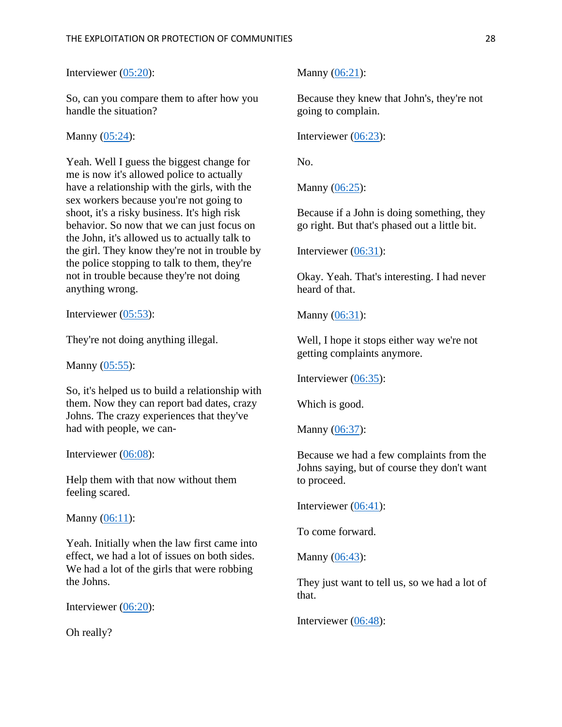Interviewer ([05:20](#)):

So, can you compare them to after how you handle the situation?

Manny ([05:24](#)):

Yeah. Well I guess the biggest change for me is now it's allowed police to actually have a relationship with the girls, with the sex workers because you're not going to shoot, it's a risky business. It's high risk behavior. So now that we can just focus on the John, it's allowed us to actually talk to the girl. They know they're not in trouble by the police stopping to talk to them, they're not in trouble because they're not doing anything wrong.

Interviewer ([05:53](#)):

They're not doing anything illegal.

Manny ([05:55](#)):

So, it's helped us to build a relationship with them. Now they can report bad dates, crazy Johns. The crazy experiences that they've had with people, we can-

Interviewer ([06:08](#)):

Help them with that now without them feeling scared.

Manny ([06:11](#)):

Yeah. Initially when the law first came into effect, we had a lot of issues on both sides. We had a lot of the girls that were robbing the Johns.

Interviewer ([06:20](#)):

Oh really?

Manny ([06:21](#)):

Because they knew that John's, they're not going to complain.

Interviewer ([06:23](#)):

No.

Manny ([06:25](#)):

Because if a John is doing something, they go right. But that's phased out a little bit.

Interviewer ([06:31](#)):

Okay. Yeah. That's interesting. I had never heard of that.

Manny ([06:31](#)):

Well, I hope it stops either way we're not getting complaints anymore.

Interviewer ([06:35](#)):

Which is good.

Manny ([06:37](#)):

Because we had a few complaints from the Johns saying, but of course they don't want to proceed.

Interviewer ([06:41](#)):

To come forward.

Manny ([06:43](#)):

They just want to tell us, so we had a lot of that.

Interviewer ([06:48](#)):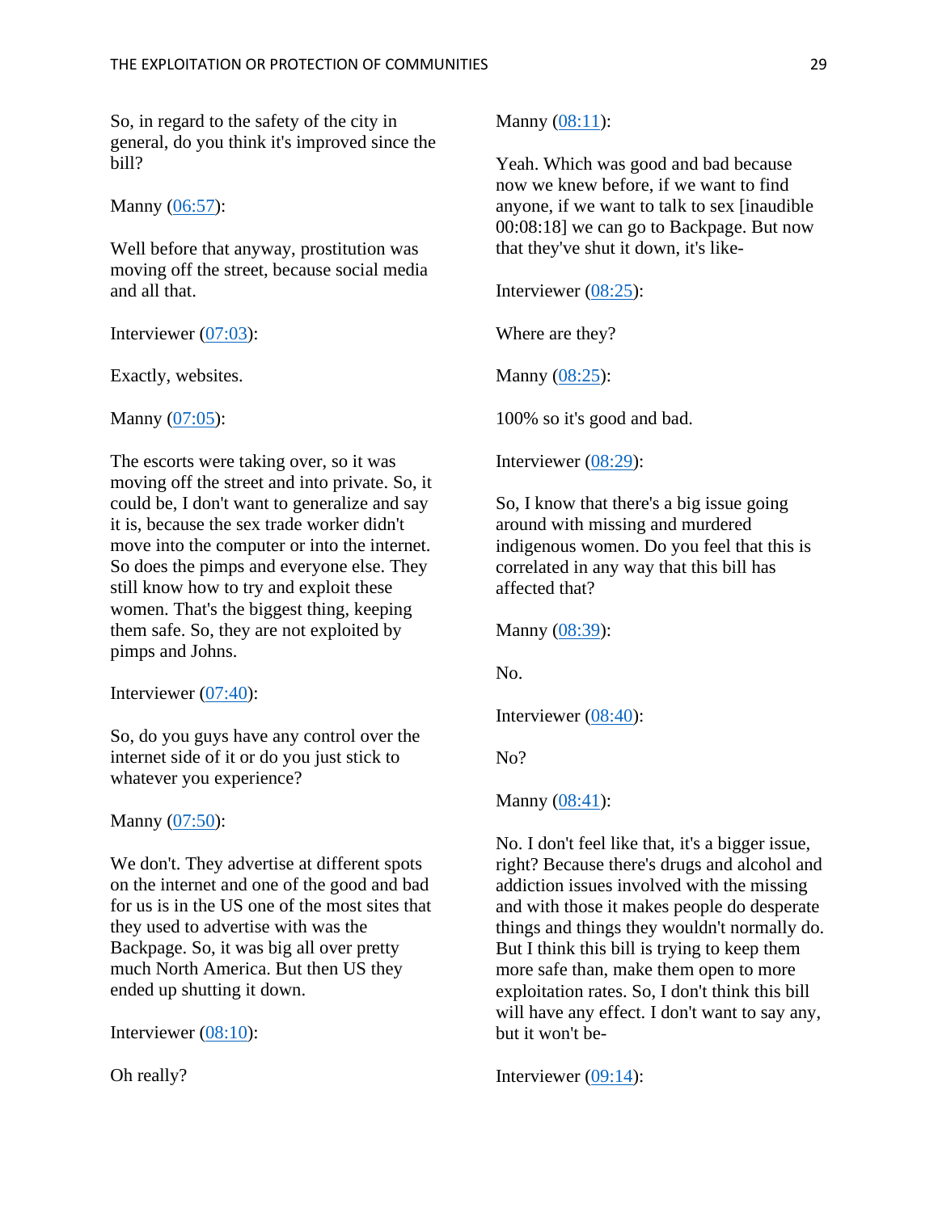So, in regard to the safety of the city in general, do you think it's improved since the bill?

Manny (06:57):

Well before that anyway, prostitution was moving off the street, because social media and all that.

Interviewer (07:03):

Exactly, websites.

Manny (07:05):

The escorts were taking over, so it was moving off the street and into private. So, it could be, I don't want to generalize and say it is, because the sex trade worker didn't move into the computer or into the internet. So does the pimps and everyone else. They still know how to try and exploit these women. That's the biggest thing, keeping them safe. So, they are not exploited by pimps and Johns.

Interviewer (07:40):

So, do you guys have any control over the internet side of it or do you just stick to whatever you experience?

Manny (07:50):

We don't. They advertise at different spots on the internet and one of the good and bad for us is in the US one of the most sites that they used to advertise with was the Backpage. So, it was big all over pretty much North America. But then US they ended up shutting it down.

Interviewer (08:10):

Oh really?

Manny (08:11):

Yeah. Which was good and bad because now we knew before, if we want to find anyone, if we want to talk to sex [inaudible 00:08:18] we can go to Backpage. But now that they've shut it down, it's like-

Interviewer (08:25):

Where are they?

Manny (08:25):

100% so it's good and bad.

Interviewer (08:29):

So, I know that there's a big issue going around with missing and murdered indigenous women. Do you feel that this is correlated in any way that this bill has affected that?

Manny (08:39):

No.

Interviewer (08:40):

No?

Manny (08:41):

No. I don't feel like that, it's a bigger issue, right? Because there's drugs and alcohol and addiction issues involved with the missing and with those it makes people do desperate things and things they wouldn't normally do. But I think this bill is trying to keep them more safe than, make them open to more exploitation rates. So, I don't think this bill will have any effect. I don't want to say any, but it won't be-

Interviewer (09:14):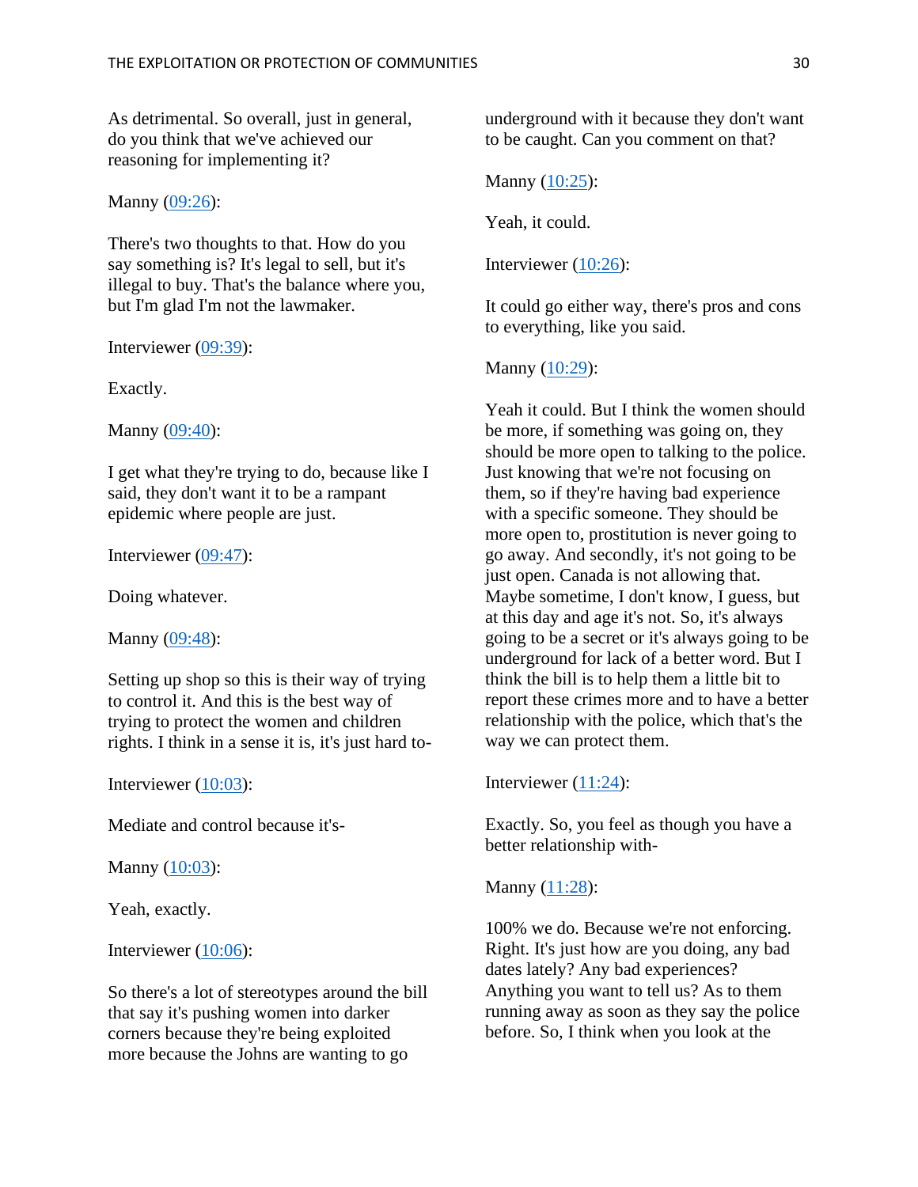As detrimental. So overall, just in general, do you think that we've achieved our reasoning for implementing it?

Manny ([09:26]):

There's two thoughts to that. How do you say something is? It's legal to sell, but it's illegal to buy. That's the balance where you, but I'm glad I'm not the lawmaker.

Interviewer ([09:39]):

Exactly.

Manny ([09:40]):

I get what they're trying to do, because like I said, they don't want it to be a rampant epidemic where people are just.

Interviewer ([09:47]):

Doing whatever.

Manny ([09:48]):

Setting up shop so this is their way of trying to control it. And this is the best way of trying to protect the women and children rights. I think in a sense it is, it's just hard to-

Interviewer ([10:03]):

Mediate and control because it's-

Manny ([10:03]):

Yeah, exactly.

Interviewer ([10:06]):

So there's a lot of stereotypes around the bill that say it's pushing women into darker corners because they're being exploited more because the Johns are wanting to go underground with it because they don't want to be caught. Can you comment on that?

Manny ([10:25]):

Yeah, it could.

Interviewer ([10:26]):

It could go either way, there's pros and cons to everything, like you said.

Manny ([10:29]):

Yeah it could. But I think the women should be more, if something was going on, they should be more open to talking to the police. Just knowing that we're not focusing on them, so if they're having bad experience with a specific someone. They should be more open to, prostitution is never going to go away. And secondly, it's not going to be just open. Canada is not allowing that. Maybe sometime, I don't know, I guess, but at this day and age it's not. So, it's always going to be a secret or it's always going to be underground for lack of a better word. But I think the bill is to help them a little bit to report these crimes more and to have a better relationship with the police, which that's the way we can protect them.

Interviewer ([11:24]):

Exactly. So, you feel as though you have a better relationship with-

Manny ([11:28]):

100% we do. Because we're not enforcing. Right. It's just how are you doing, any bad dates lately? Any bad experiences? Anything you want to tell us? As to them running away as soon as they say the police before. So, I think when you look at the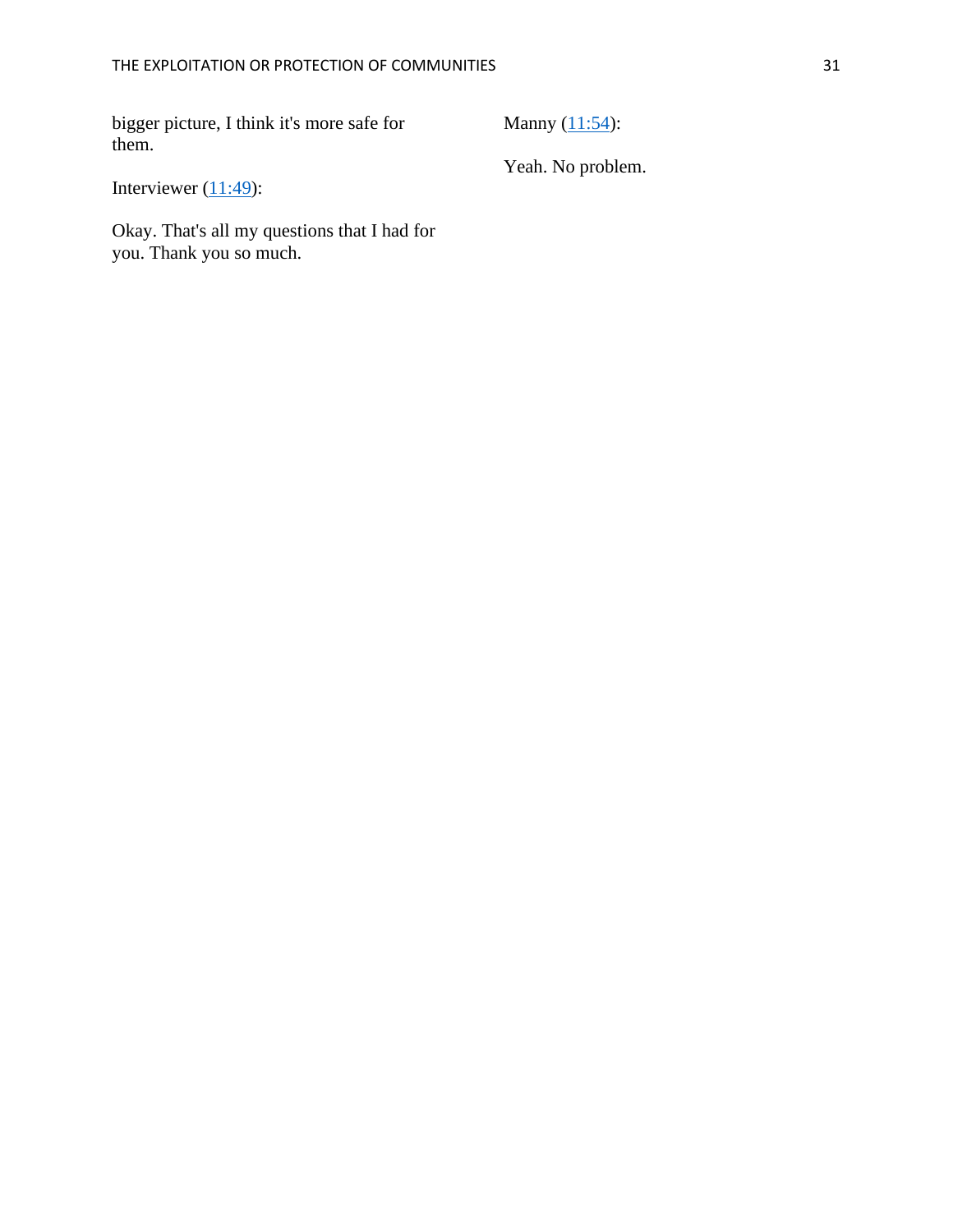bigger picture, I think it's more safe for them.

Interviewer (11:49):

Okay. That's all my questions that I had for you. Thank you so much.

Manny (11:54):

Yeah. No problem.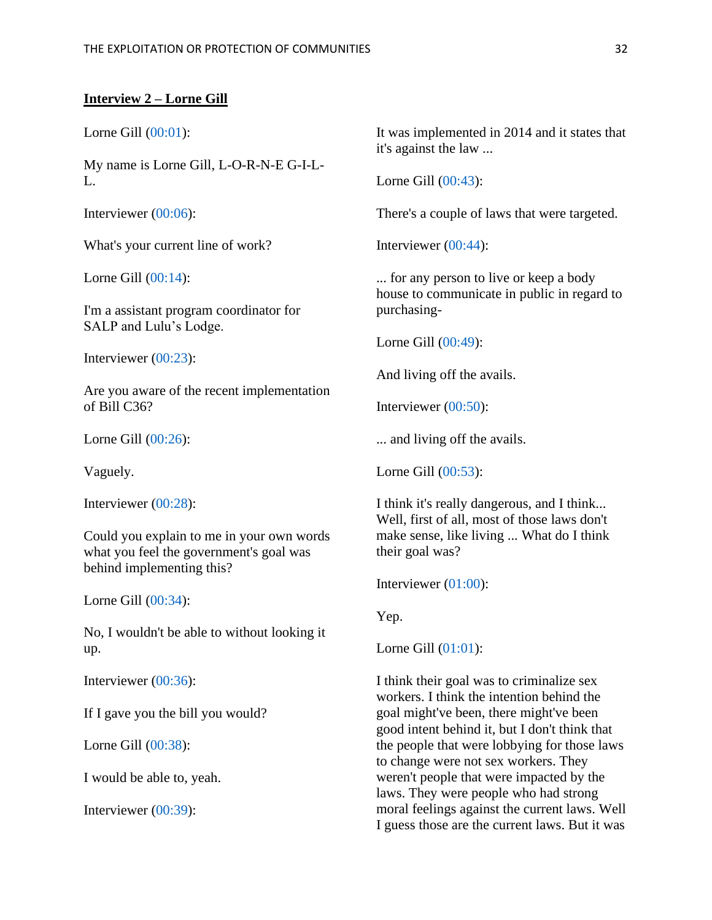**Interview 2 – Lorne Gill**

Lorne Gill (00:01):

My name is Lorne Gill, L-O-R-N-E G-I-L-L.

Interviewer (00:06):

What's your current line of work?

Lorne Gill (00:14):

I'm a assistant program coordinator for SALP and Lulu's Lodge.

Interviewer (00:23):

Are you aware of the recent implementation of Bill C36?

Lorne Gill (00:26):

Vaguely.

Interviewer (00:28):

Could you explain to me in your own words what you feel the government's goal was behind implementing this?

Lorne Gill (00:34):

No, I wouldn't be able to without looking it up.

Interviewer (00:36):

If I gave you the bill you would?

Lorne Gill (00:38):

I would be able to, yeah.

Interviewer (00:39):

It was implemented in 2014 and it states that it's against the law ...

Lorne Gill (00:43):

There's a couple of laws that were targeted.

Interviewer (00:44):

... for any person to live or keep a body house to communicate in public in regard to purchasing-

Lorne Gill (00:49):

And living off the avails.

Interviewer (00:50):

... and living off the avails.

Lorne Gill (00:53):

I think it's really dangerous, and I think... Well, first of all, most of those laws don't make sense, like living ... What do I think their goal was?

Interviewer (01:00):

Yep.

Lorne Gill (01:01):

I think their goal was to criminalize sex workers. I think the intention behind the goal might've been, there might've been good intent behind it, but I don't think that the people that were lobbying for those laws to change were not sex workers. They weren't people that were impacted by the laws. They were people who had strong moral feelings against the current laws. Well I guess those are the current laws. But it was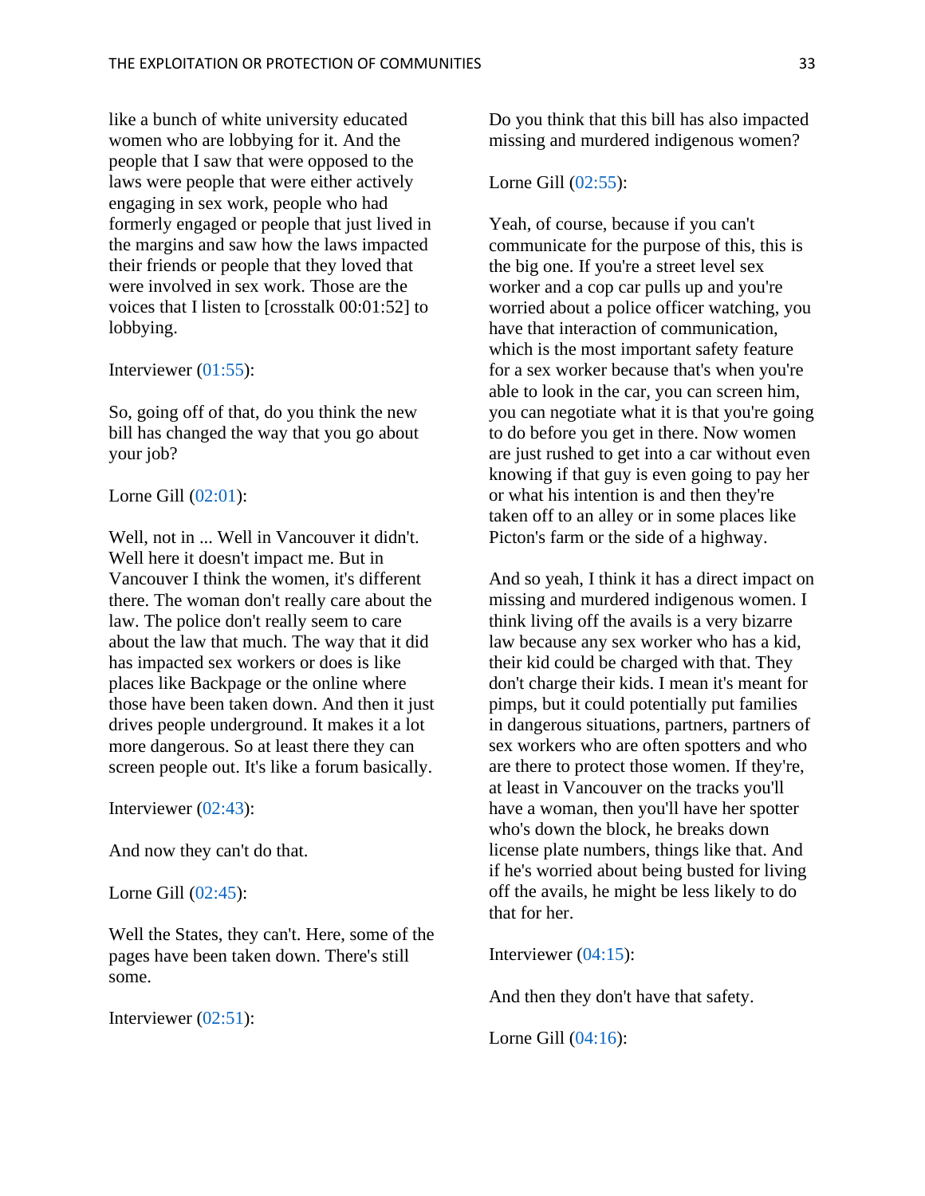like a bunch of white university educated women who are lobbying for it. And the people that I saw that were opposed to the laws were people that were either actively engaging in sex work, people who had formerly engaged or people that just lived in the margins and saw how the laws impacted their friends or people that they loved that were involved in sex work. Those are the voices that I listen to [crosstalk 00:01:52] to lobbying.

Interviewer (01:55):

So, going off of that, do you think the new bill has changed the way that you go about your job?

Lorne Gill (02:01):

Well, not in ... Well in Vancouver it didn't. Well here it doesn't impact me. But in Vancouver I think the women, it's different there. The woman don't really care about the law. The police don't really seem to care about the law that much. The way that it did has impacted sex workers or does is like places like Backpage or the online where those have been taken down. And then it just drives people underground. It makes it a lot more dangerous. So at least there they can screen people out. It's like a forum basically.

Interviewer (02:43):

And now they can't do that.

Lorne Gill (02:45):

Well the States, they can't. Here, some of the pages have been taken down. There's still some.

Interviewer (02:51):

Do you think that this bill has also impacted missing and murdered indigenous women?

Lorne Gill (02:55):

Yeah, of course, because if you can't communicate for the purpose of this, this is the big one. If you're a street level sex worker and a cop car pulls up and you're worried about a police officer watching, you have that interaction of communication, which is the most important safety feature for a sex worker because that's when you're able to look in the car, you can screen him, you can negotiate what it is that you're going to do before you get in there. Now women are just rushed to get into a car without even knowing if that guy is even going to pay her or what his intention is and then they're taken off to an alley or in some places like Picton's farm or the side of a highway.

And so yeah, I think it has a direct impact on missing and murdered indigenous women. I think living off the avails is a very bizarre law because any sex worker who has a kid, their kid could be charged with that. They don't charge their kids. I mean it's meant for pimps, but it could potentially put families in dangerous situations, partners, partners of sex workers who are often spotters and who are there to protect those women. If they're, at least in Vancouver on the tracks you'll have a woman, then you'll have her spotter who's down the block, he breaks down license plate numbers, things like that. And if he's worried about being busted for living off the avails, he might be less likely to do that for her.

Interviewer (04:15):

And then they don't have that safety.

Lorne Gill (04:16):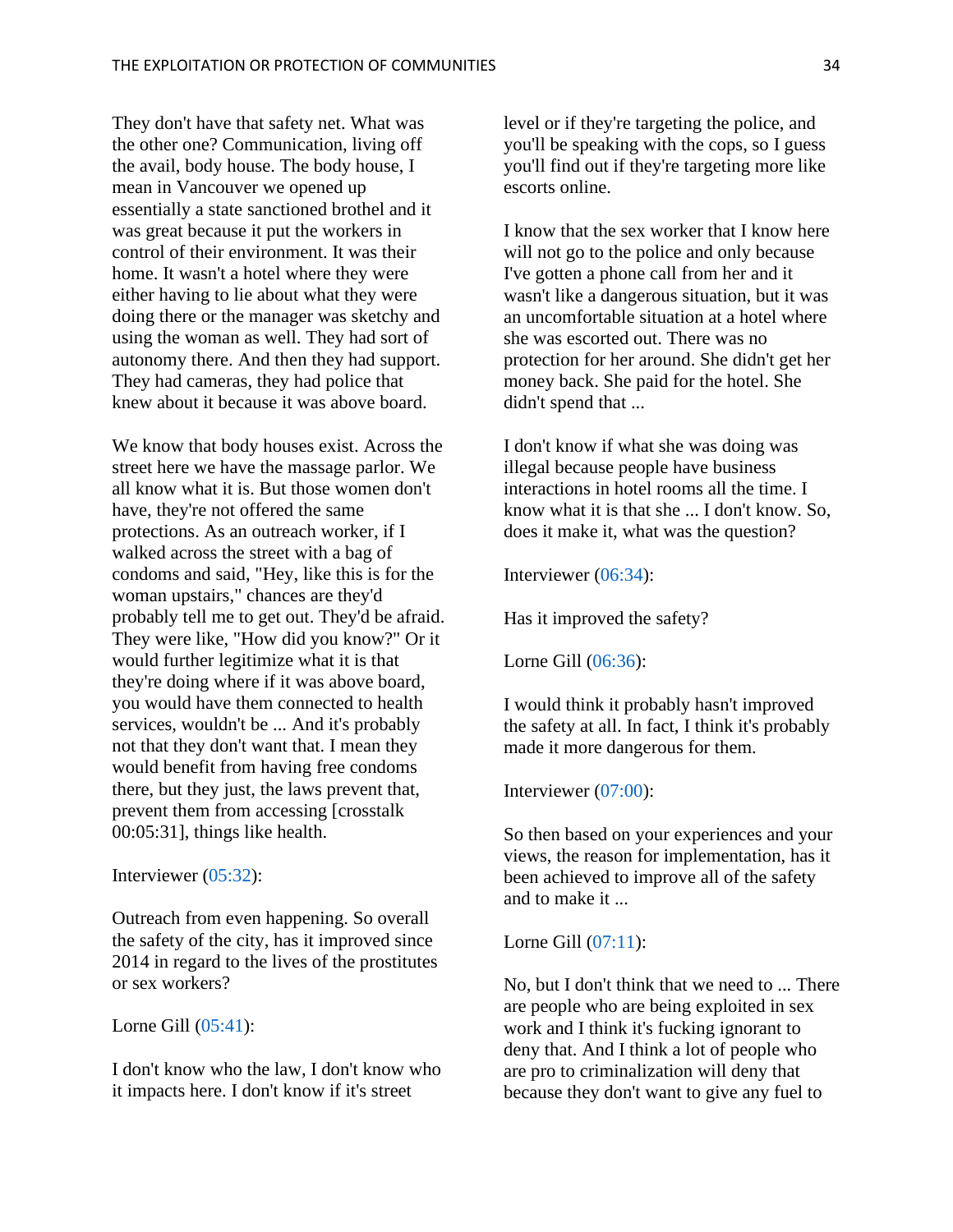They don't have that safety net. What was the other one? Communication, living off the avail, body house. The body house, I mean in Vancouver we opened up essentially a state sanctioned brothel and it was great because it put the workers in control of their environment. It was their home. It wasn't a hotel where they were either having to lie about what they were doing there or the manager was sketchy and using the woman as well. They had sort of autonomy there. And then they had support. They had cameras, they had police that knew about it because it was above board.

We know that body houses exist. Across the street here we have the massage parlor. We all know what it is. But those women don't have, they're not offered the same protections. As an outreach worker, if I walked across the street with a bag of condoms and said, "Hey, like this is for the woman upstairs," chances are they'd probably tell me to get out. They'd be afraid. They were like, "How did you know?" Or it would further legitimize what it is that they're doing where if it was above board, you would have them connected to health services, wouldn't be ... And it's probably not that they don't want that. I mean they would benefit from having free condoms there, but they just, the laws prevent that, prevent them from accessing [crosstalk 00:05:31], things like health.

Interviewer (05:32):

Outreach from even happening. So overall the safety of the city, has it improved since 2014 in regard to the lives of the prostitutes or sex workers?

Lorne Gill (05:41):

I don't know who the law, I don't know who it impacts here. I don't know if it's street level or if they're targeting the police, and you'll be speaking with the cops, so I guess you'll find out if they're targeting more like escorts online.

I know that the sex worker that I know here will not go to the police and only because I've gotten a phone call from her and it wasn't like a dangerous situation, but it was an uncomfortable situation at a hotel where she was escorted out. There was no protection for her around. She didn't get her money back. She paid for the hotel. She didn't spend that ...

I don't know if what she was doing was illegal because people have business interactions in hotel rooms all the time. I know what it is that she ... I don't know. So, does it make it, what was the question?

Interviewer (06:34):

Has it improved the safety?

Lorne Gill (06:36):

I would think it probably hasn't improved the safety at all. In fact, I think it's probably made it more dangerous for them.

Interviewer (07:00):

So then based on your experiences and your views, the reason for implementation, has it been achieved to improve all of the safety and to make it ...

Lorne Gill (07:11):

No, but I don't think that we need to ... There are people who are being exploited in sex work and I think it's fucking ignorant to deny that. And I think a lot of people who are pro to criminalization will deny that because they don't want to give any fuel to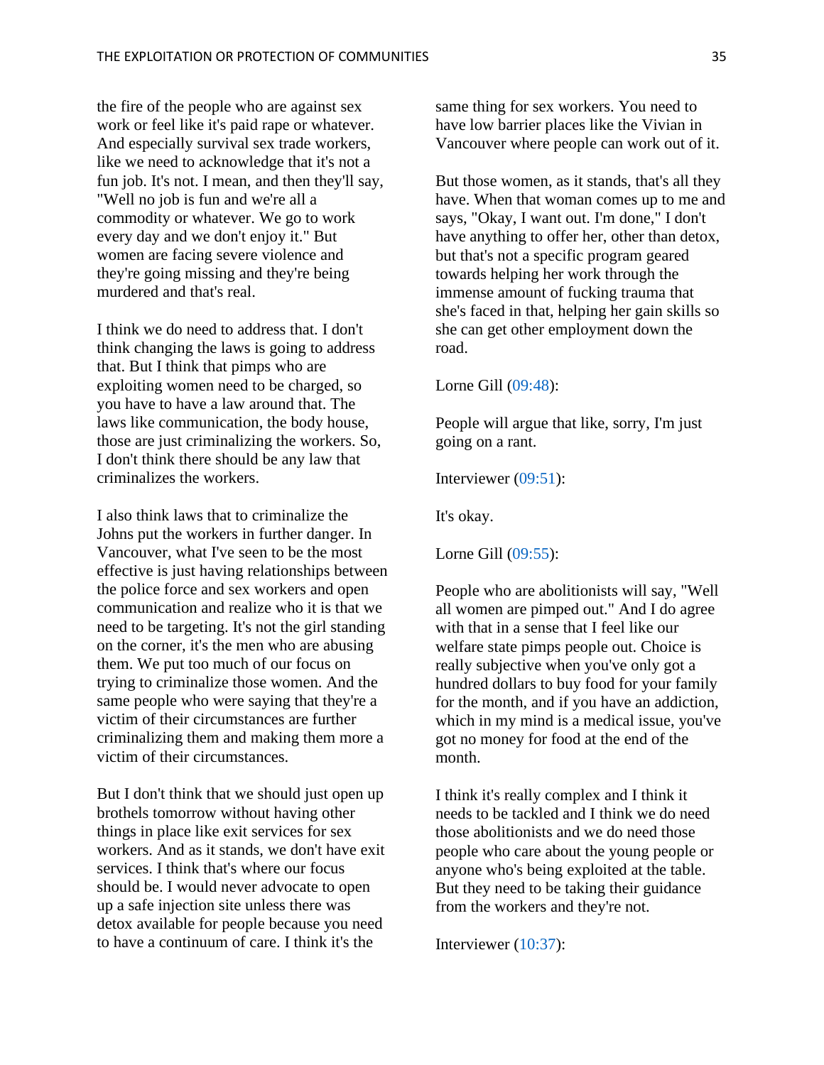the fire of the people who are against sex work or feel like it's paid rape or whatever. And especially survival sex trade workers, like we need to acknowledge that it's not a fun job. It's not. I mean, and then they'll say, "Well no job is fun and we're all a commodity or whatever. We go to work every day and we don't enjoy it." But women are facing severe violence and they're going missing and they're being murdered and that's real.

I think we do need to address that. I don't think changing the laws is going to address that. But I think that pimps who are exploiting women need to be charged, so you have to have a law around that. The laws like communication, the body house, those are just criminalizing the workers. So, I don't think there should be any law that criminalizes the workers.

I also think laws that to criminalize the Johns put the workers in further danger. In Vancouver, what I've seen to be the most effective is just having relationships between the police force and sex workers and open communication and realize who it is that we need to be targeting. It's not the girl standing on the corner, it's the men who are abusing them. We put too much of our focus on trying to criminalize those women. And the same people who were saying that they're a victim of their circumstances are further criminalizing them and making them more a victim of their circumstances.

But I don't think that we should just open up brothels tomorrow without having other things in place like exit services for sex workers. And as it stands, we don't have exit services. I think that's where our focus should be. I would never advocate to open up a safe injection site unless there was detox available for people because you need to have a continuum of care. I think it's the same thing for sex workers. You need to have low barrier places like the Vivian in Vancouver where people can work out of it.

But those women, as it stands, that's all they have. When that woman comes up to me and says, "Okay, I want out. I'm done," I don't have anything to offer her, other than detox, but that's not a specific program geared towards helping her work through the immense amount of fucking trauma that she's faced in that, helping her gain skills so she can get other employment down the road.

Lorne Gill (09:48):

People will argue that like, sorry, I'm just going on a rant.

Interviewer (09:51):

It's okay.

Lorne Gill (09:55):

People who are abolitionists will say, "Well all women are pimped out." And I do agree with that in a sense that I feel like our welfare state pimps people out. Choice is really subjective when you've only got a hundred dollars to buy food for your family for the month, and if you have an addiction, which in my mind is a medical issue, you've got no money for food at the end of the month.

I think it's really complex and I think it needs to be tackled and I think we do need those abolitionists and we do need those people who care about the young people or anyone who's being exploited at the table. But they need to be taking their guidance from the workers and they're not.

Interviewer (10:37):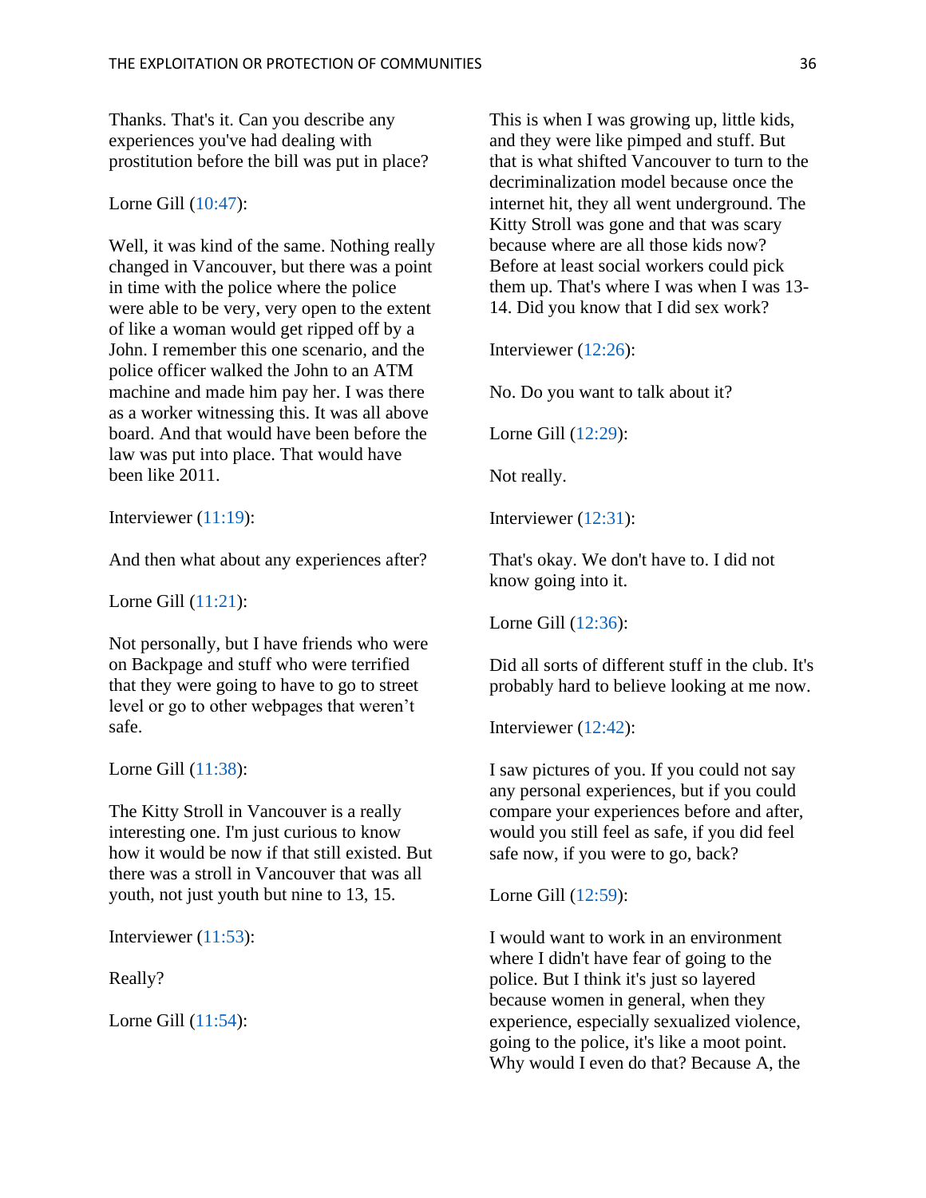Thanks. That's it. Can you describe any experiences you've had dealing with prostitution before the bill was put in place?

Lorne Gill (10:47):

Well, it was kind of the same. Nothing really changed in Vancouver, but there was a point in time with the police where the police were able to be very, very open to the extent of like a woman would get ripped off by a John. I remember this one scenario, and the police officer walked the John to an ATM machine and made him pay her. I was there as a worker witnessing this. It was all above board. And that would have been before the law was put into place. That would have been like 2011.

Interviewer (11:19):

And then what about any experiences after?

Lorne Gill (11:21):

Not personally, but I have friends who were on Backpage and stuff who were terrified that they were going to have to go to street level or go to other webpages that weren't safe.

Lorne Gill (11:38):

The Kitty Stroll in Vancouver is a really interesting one. I'm just curious to know how it would be now if that still existed. But there was a stroll in Vancouver that was all youth, not just youth but nine to 13, 15.

Interviewer (11:53):

Really?

Lorne Gill (11:54):

This is when I was growing up, little kids, and they were like pimped and stuff. But that is what shifted Vancouver to turn to the decriminalization model because once the internet hit, they all went underground. The Kitty Stroll was gone and that was scary because where are all those kids now? Before at least social workers could pick them up. That's where I was when I was 13-14. Did you know that I did sex work?

Interviewer (12:26):

No. Do you want to talk about it?

Lorne Gill (12:29):

Not really.

Interviewer (12:31):

That's okay. We don't have to. I did not know going into it.

Lorne Gill (12:36):

Did all sorts of different stuff in the club. It's probably hard to believe looking at me now.

Interviewer (12:42):

I saw pictures of you. If you could not say any personal experiences, but if you could compare your experiences before and after, would you still feel as safe, if you did feel safe now, if you were to go, back?

Lorne Gill (12:59):

I would want to work in an environment where I didn't have fear of going to the police. But I think it's just so layered because women in general, when they experience, especially sexualized violence, going to the police, it's like a moot point. Why would I even do that? Because A, the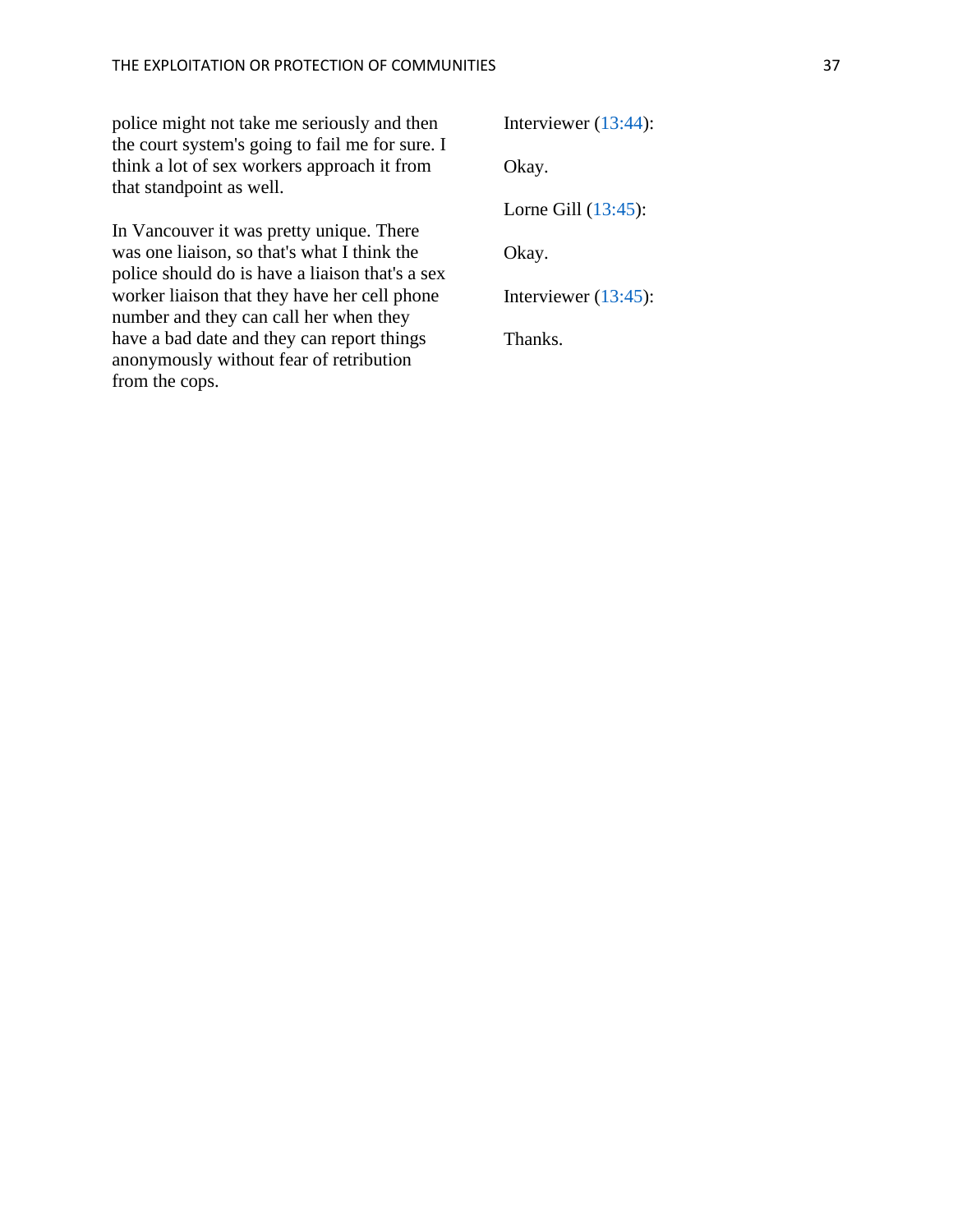police might not take me seriously and then the court system's going to fail me for sure. I think a lot of sex workers approach it from that standpoint as well.

In Vancouver it was pretty unique. There was one liaison, so that's what I think the police should do is have a liaison that's a sex worker liaison that they have her cell phone number and they can call her when they have a bad date and they can report things anonymously without fear of retribution from the cops.

Interviewer (13:44):

Okay.

Lorne Gill (13:45):

Okay.

Interviewer (13:45):

Thanks.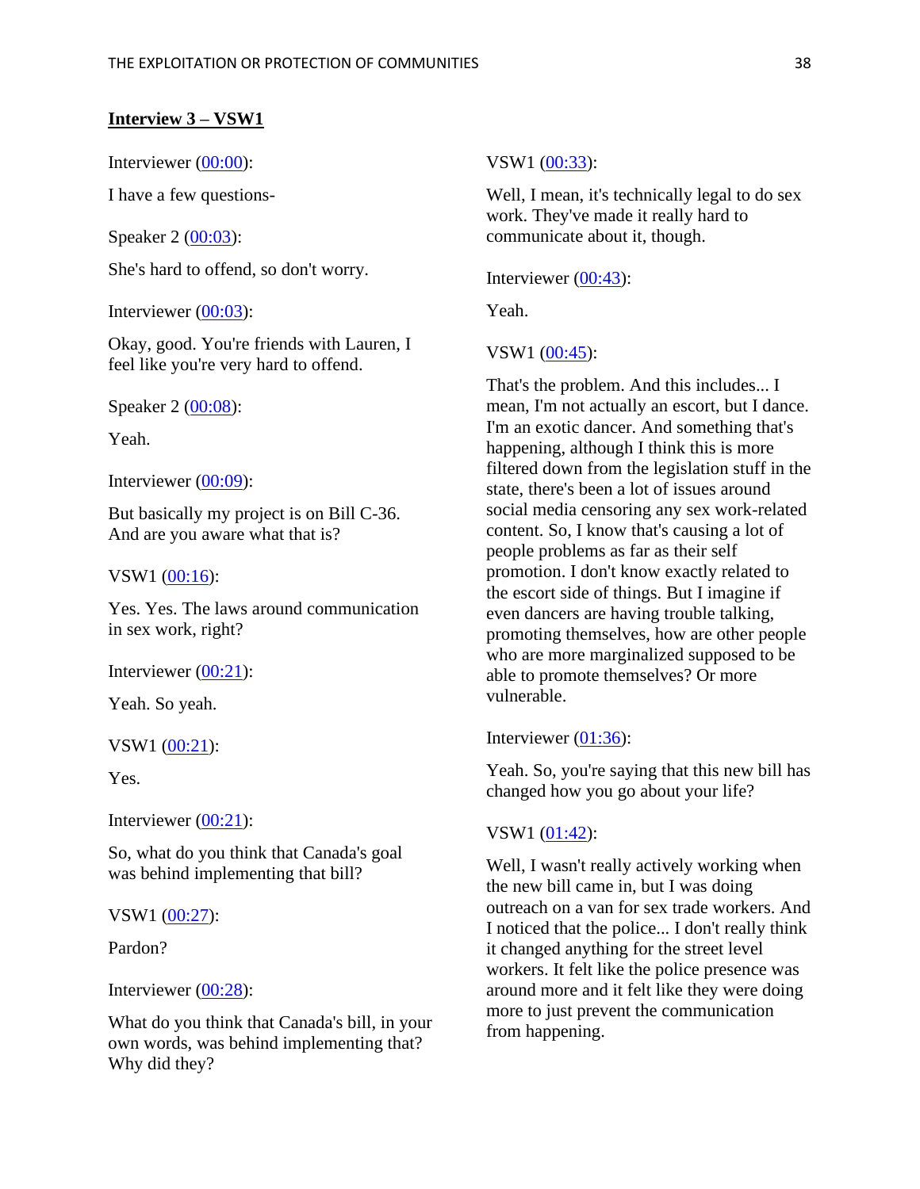**Interview 3 – VSW1**

Interviewer (00:00):

I have a few questions-

Speaker 2 (00:03):

She's hard to offend, so don't worry.

Interviewer (00:03):

Okay, good. You're friends with Lauren, I feel like you're very hard to offend.

Speaker 2 (00:08):

Yeah.

Interviewer (00:09):

But basically my project is on Bill C-36. And are you aware what that is?

VSW1 (00:16):

Yes. Yes. The laws around communication in sex work, right?

Interviewer (00:21):

Yeah. So yeah.

VSW1 (00:21):

Yes.

Interviewer (00:21):

So, what do you think that Canada's goal was behind implementing that bill?

VSW1 (00:27):

Pardon?

Interviewer (00:28):

What do you think that Canada's bill, in your own words, was behind implementing that? Why did they?

VSW1 (00:33):

Well, I mean, it's technically legal to do sex work. They've made it really hard to communicate about it, though.

Interviewer (00:43):

Yeah.

VSW1 (00:45):

That's the problem. And this includes... I mean, I'm not actually an escort, but I dance. I'm an exotic dancer. And something that's happening, although I think this is more filtered down from the legislation stuff in the state, there's been a lot of issues around social media censoring any sex work-related content. So, I know that's causing a lot of people problems as far as their self promotion. I don't know exactly related to the escort side of things. But I imagine if even dancers are having trouble talking, promoting themselves, how are other people who are more marginalized supposed to be able to promote themselves? Or more vulnerable.

Interviewer (01:36):

Yeah. So, you're saying that this new bill has changed how you go about your life?

VSW1 (01:42):

Well, I wasn't really actively working when the new bill came in, but I was doing outreach on a van for sex trade workers. And I noticed that the police... I don't really think it changed anything for the street level workers. It felt like the police presence was around more and it felt like they were doing more to just prevent the communication from happening.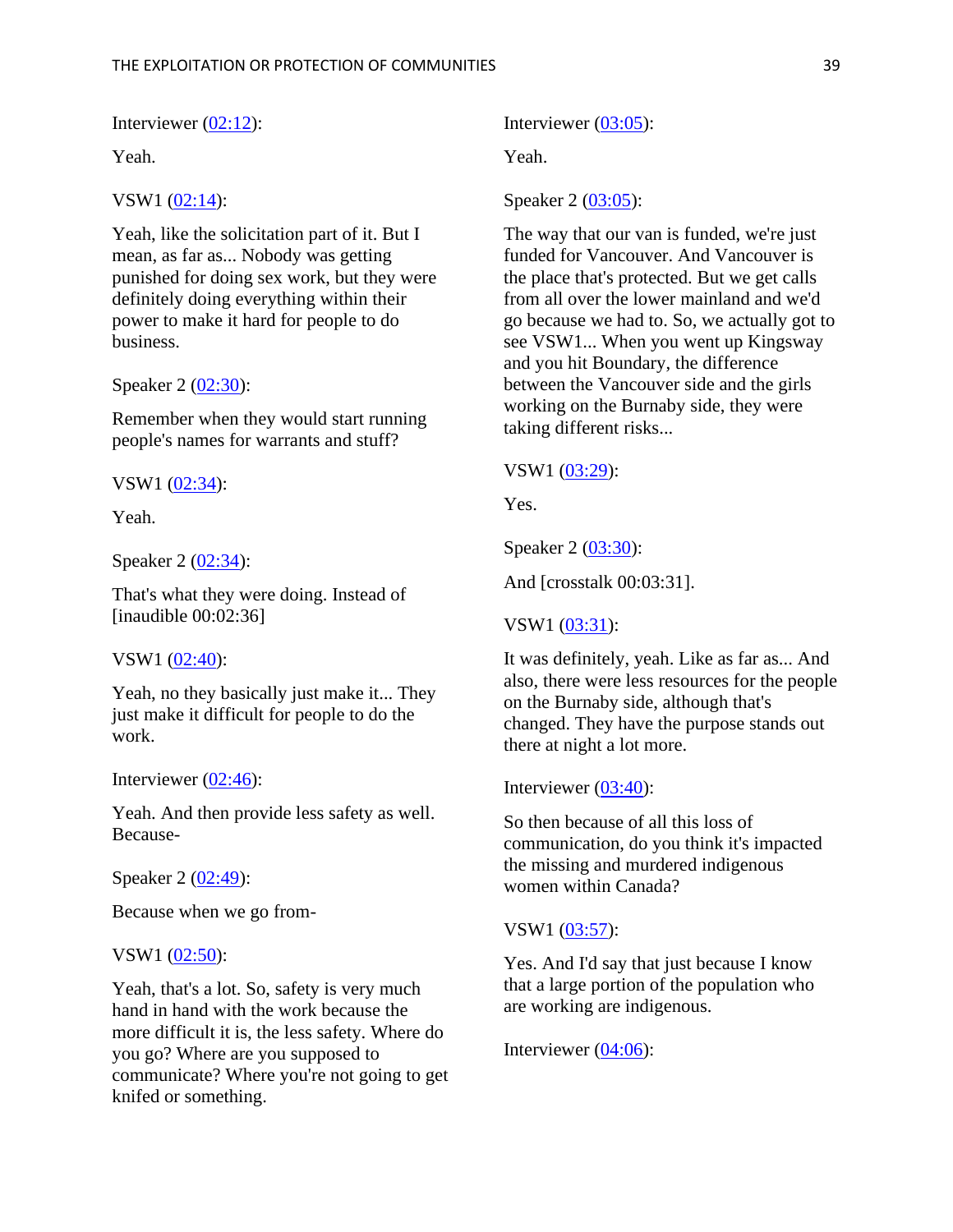Interviewer (02:12):

Yeah.

VSW1 (02:14):

Yeah, like the solicitation part of it. But I mean, as far as... Nobody was getting punished for doing sex work, but they were definitely doing everything within their power to make it hard for people to do business.

Speaker 2 (02:30):

Remember when they would start running people's names for warrants and stuff?

VSW1 (02:34):

Yeah.

Speaker 2 (02:34):

That's what they were doing. Instead of [inaudible 00:02:36]

VSW1 (02:40):

Yeah, no they basically just make it... They just make it difficult for people to do the work.

Interviewer (02:46):

Yeah. And then provide less safety as well. Because-

Speaker 2 (02:49):

Because when we go from-

VSW1 (02:50):

Yeah, that's a lot. So, safety is very much hand in hand with the work because the more difficult it is, the less safety. Where do you go? Where are you supposed to communicate? Where you're not going to get knifed or something.

Interviewer (03:05):

Yeah.

Speaker 2 (03:05):

The way that our van is funded, we're just funded for Vancouver. And Vancouver is the place that's protected. But we get calls from all over the lower mainland and we'd go because we had to. So, we actually got to see VSW1... When you went up Kingsway and you hit Boundary, the difference between the Vancouver side and the girls working on the Burnaby side, they were taking different risks...

VSW1 (03:29):

Yes.

Speaker 2 (03:30):

And [crosstalk 00:03:31].

VSW1 (03:31):

It was definitely, yeah. Like as far as... And also, there were less resources for the people on the Burnaby side, although that's changed. They have the purpose stands out there at night a lot more.

Interviewer (03:40):

So then because of all this loss of communication, do you think it's impacted the missing and murdered indigenous women within Canada?

VSW1 (03:57):

Yes. And I'd say that just because I know that a large portion of the population who are working are indigenous.

Interviewer (04:06):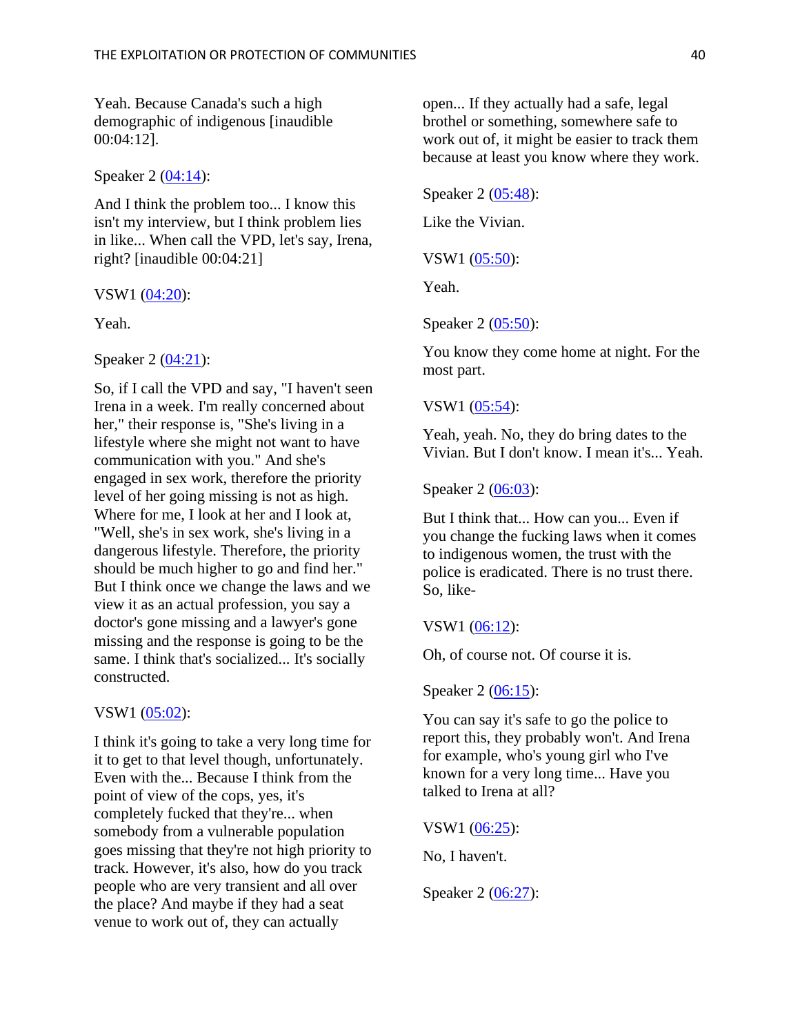Yeah. Because Canada's such a high demographic of indigenous [inaudible 00:04:12].

Speaker 2 ([04:14](#)):

And I think the problem too... I know this isn't my interview, but I think problem lies in like... When call the VPD, let's say, Irena, right? [inaudible 00:04:21]

VSW1 ([04:20](#)):

Yeah.

Speaker 2 ([04:21](#)):

So, if I call the VPD and say, "I haven't seen Irena in a week. I'm really concerned about her," their response is, "She's living in a lifestyle where she might not want to have communication with you." And she's engaged in sex work, therefore the priority level of her going missing is not as high. Where for me, I look at her and I look at, "Well, she's in sex work, she's living in a dangerous lifestyle. Therefore, the priority should be much higher to go and find her." But I think once we change the laws and we view it as an actual profession, you say a doctor's gone missing and a lawyer's gone missing and the response is going to be the same. I think that's socialized... It's socially constructed.

VSW1 ([05:02](#)):

I think it's going to take a very long time for it to get to that level though, unfortunately. Even with the... Because I think from the point of view of the cops, yes, it's completely fucked that they're... when somebody from a vulnerable population goes missing that they're not high priority to track. However, it's also, how do you track people who are very transient and all over the place? And maybe if they had a seat venue to work out of, they can actually open... If they actually had a safe, legal brothel or something, somewhere safe to work out of, it might be easier to track them because at least you know where they work.

Speaker 2 ([05:48](#)):

Like the Vivian.

VSW1 ([05:50](#)):

Yeah.

Speaker 2 ([05:50](#)):

You know they come home at night. For the most part.

VSW1 ([05:54](#)):

Yeah, yeah. No, they do bring dates to the Vivian. But I don't know. I mean it's... Yeah.

Speaker 2 ([06:03](#)):

But I think that... How can you... Even if you change the fucking laws when it comes to indigenous women, the trust with the police is eradicated. There is no trust there. So, like-

VSW1 ([06:12](#)):

Oh, of course not. Of course it is.

Speaker 2 ([06:15](#)):

You can say it's safe to go the police to report this, they probably won't. And Irena for example, who's young girl who I've known for a very long time... Have you talked to Irena at all?

VSW1 ([06:25](#)):

No, I haven't.

Speaker 2 ([06:27](#)):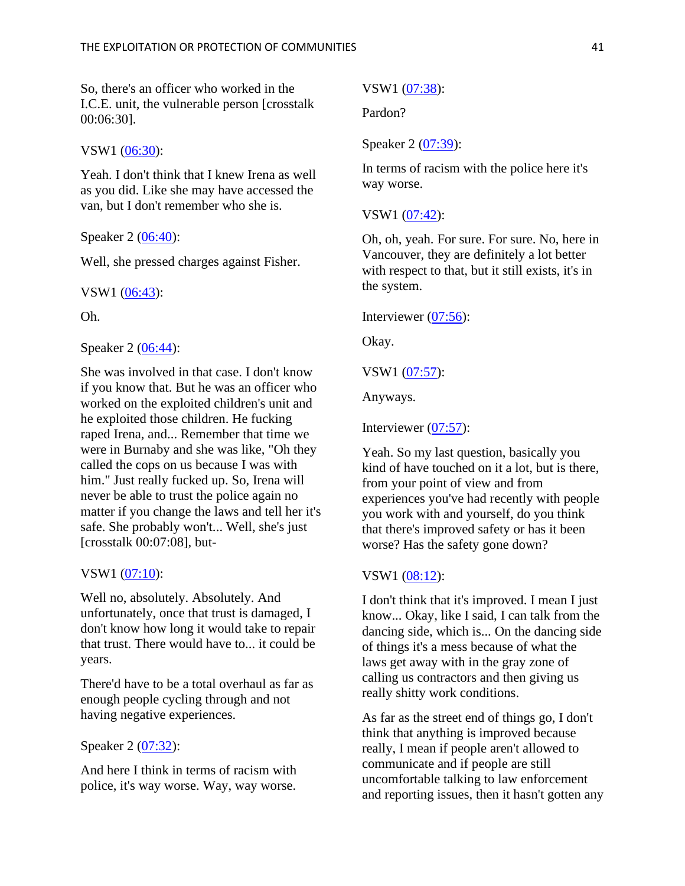So, there's an officer who worked in the I.C.E. unit, the vulnerable person [crosstalk 00:06:30].

VSW1 (06:30):

Yeah. I don't think that I knew Irena as well as you did. Like she may have accessed the van, but I don't remember who she is.

Speaker 2 (06:40):

Well, she pressed charges against Fisher.

VSW1 (06:43):

Oh.

Speaker 2 (06:44):

She was involved in that case. I don't know if you know that. But he was an officer who worked on the exploited children's unit and he exploited those children. He fucking raped Irena, and... Remember that time we were in Burnaby and she was like, "Oh they called the cops on us because I was with him." Just really fucked up. So, Irena will never be able to trust the police again no matter if you change the laws and tell her it's safe. She probably won't... Well, she's just [crosstalk 00:07:08], but-

VSW1 (07:10):

Well no, absolutely. Absolutely. And unfortunately, once that trust is damaged, I don't know how long it would take to repair that trust. There would have to... it could be years.

There'd have to be a total overhaul as far as enough people cycling through and not having negative experiences.

Speaker 2 (07:32):

And here I think in terms of racism with police, it's way worse. Way, way worse.

VSW1 (07:38):

Pardon?

Speaker 2 (07:39):

In terms of racism with the police here it's way worse.

VSW1 (07:42):

Oh, oh, yeah. For sure. For sure. No, here in Vancouver, they are definitely a lot better with respect to that, but it still exists, it's in the system.

Interviewer (07:56):

Okay.

VSW1 (07:57):

Anyways.

Interviewer (07:57):

Yeah. So my last question, basically you kind of have touched on it a lot, but is there, from your point of view and from experiences you've had recently with people you work with and yourself, do you think that there's improved safety or has it been worse? Has the safety gone down?

VSW1 (08:12):

I don't think that it's improved. I mean I just know... Okay, like I said, I can talk from the dancing side, which is... On the dancing side of things it's a mess because of what the laws get away with in the gray zone of calling us contractors and then giving us really shitty work conditions.

As far as the street end of things go, I don't think that anything is improved because really, I mean if people aren't allowed to communicate and if people are still uncomfortable talking to law enforcement and reporting issues, then it hasn't gotten any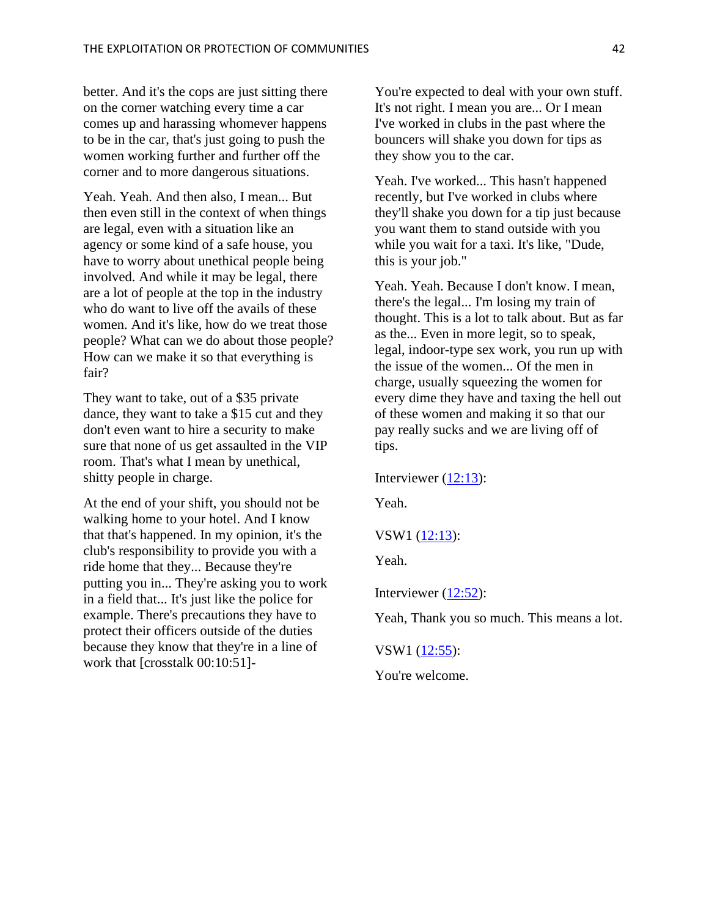better. And it's the cops are just sitting there on the corner watching every time a car comes up and harassing whomever happens to be in the car, that's just going to push the women working further and further off the corner and to more dangerous situations.

Yeah. Yeah. And then also, I mean... But then even still in the context of when things are legal, even with a situation like an agency or some kind of a safe house, you have to worry about unethical people being involved. And while it may be legal, there are a lot of people at the top in the industry who do want to live off the avails of these women. And it's like, how do we treat those people? What can we do about those people? How can we make it so that everything is fair?

They want to take, out of a $35 private dance, they want to take a $15 cut and they don't even want to hire a security to make sure that none of us get assaulted in the VIP room. That's what I mean by unethical, shitty people in charge.

At the end of your shift, you should not be walking home to your hotel. And I know that that's happened. In my opinion, it's the club's responsibility to provide you with a ride home that they... Because they're putting you in... They're asking you to work in a field that... It's just like the police for example. There's precautions they have to protect their officers outside of the duties because they know that they're in a line of work that [crosstalk 00:10:51]-

You're expected to deal with your own stuff. It's not right. I mean you are... Or I mean I've worked in clubs in the past where the bouncers will shake you down for tips as they show you to the car.

Yeah. I've worked... This hasn't happened recently, but I've worked in clubs where they'll shake you down for a tip just because you want them to stand outside with you while you wait for a taxi. It's like, "Dude, this is your job."

Yeah. Yeah. Because I don't know. I mean, there's the legal... I'm losing my train of thought. This is a lot to talk about. But as far as the... Even in more legit, so to speak, legal, indoor-type sex work, you run up with the issue of the women... Of the men in charge, usually squeezing the women for every dime they have and taxing the hell out of these women and making it so that our pay really sucks and we are living off of tips.

Interviewer (12:13):

Yeah.

VSW1 (12:13):

Yeah.

Interviewer (12:52):

Yeah, Thank you so much. This means a lot.

VSW1 (12:55):

You're welcome.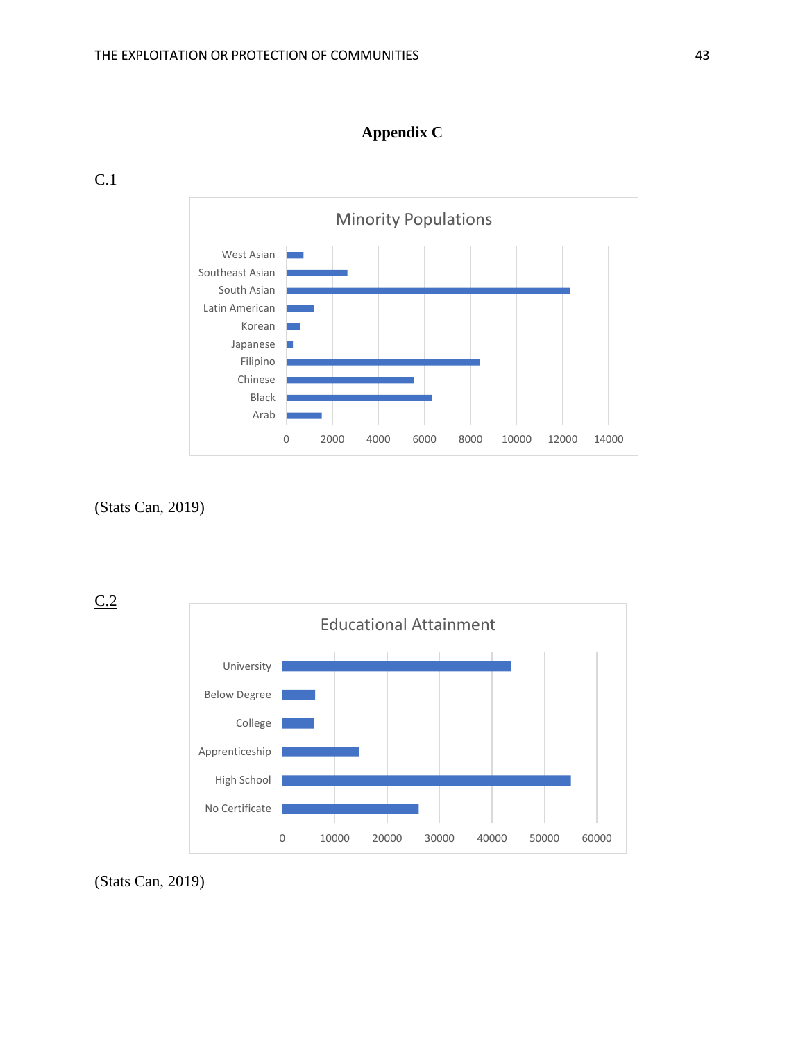# Appendix C

C.1

**Minority Populations**

West Asian, Southeast Asian, South Asian, Latin American, Korean, Japanese, Filipino, Chinese, Black, Arab

0 2000 4000 6000 8000 10000 12000 14000

(Stats Can, 2019)

C.2

**Educational Attainment**

University, Below Degree, College, Apprenticeship, High School, No Certificate

0 10000 20000 30000 40000 50000 60000

(Stats Can, 2019)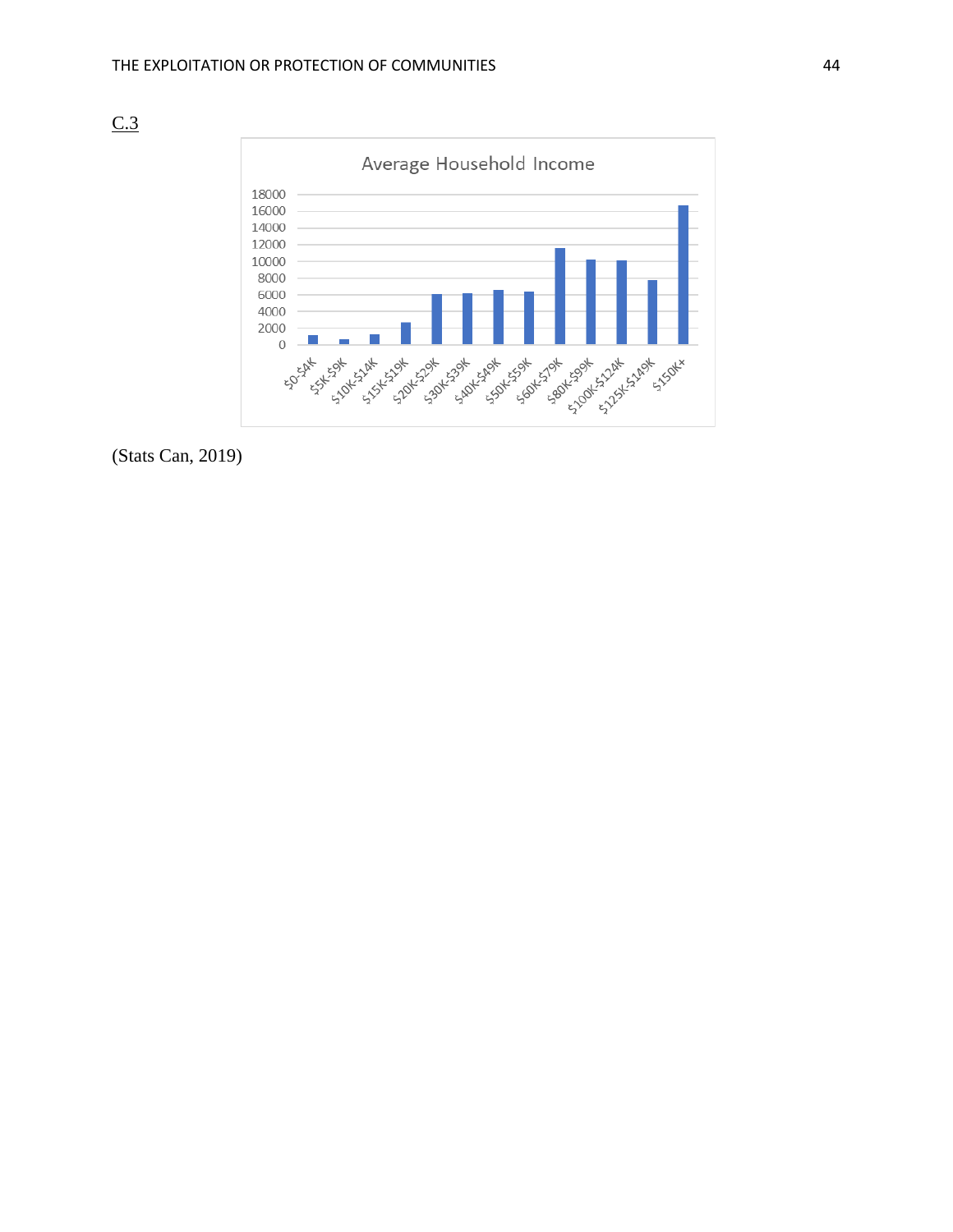C.3

Average Household Income

(Stats Can, 2019)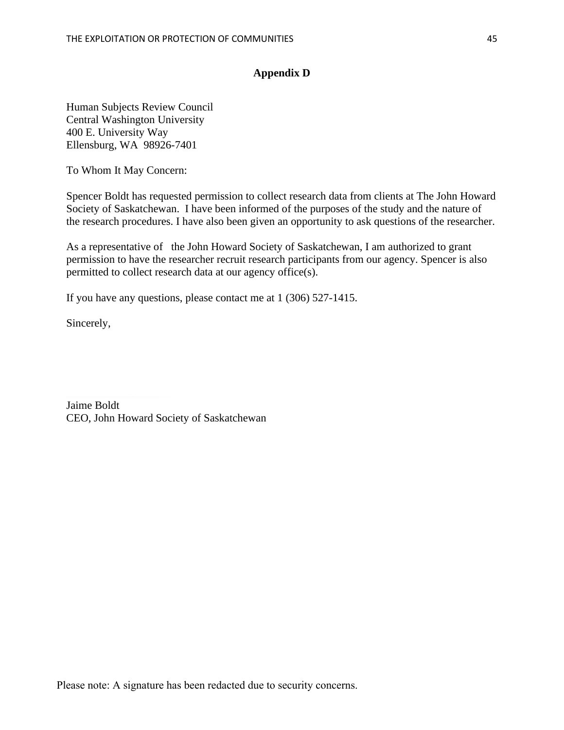## Appendix D

Human Subjects Review Council
Central Washington University
400 E. University Way
Ellensburg, WA 98926-7401

To Whom It May Concern:

Spencer Boldt has requested permission to collect research data from clients at The John Howard Society of Saskatchewan. I have been informed of the purposes of the study and the nature of the research procedures. I have also been given an opportunity to ask questions of the researcher.

As a representative of the John Howard Society of Saskatchewan, I am authorized to grant permission to have the researcher recruit research participants from our agency. Spencer is also permitted to collect research data at our agency office(s).

If you have any questions, please contact me at 1 (306) 527-1415.

Sincerely,

Jaime Boldt
CEO, John Howard Society of Saskatchewan

Please note: A signature has been redacted due to security concerns.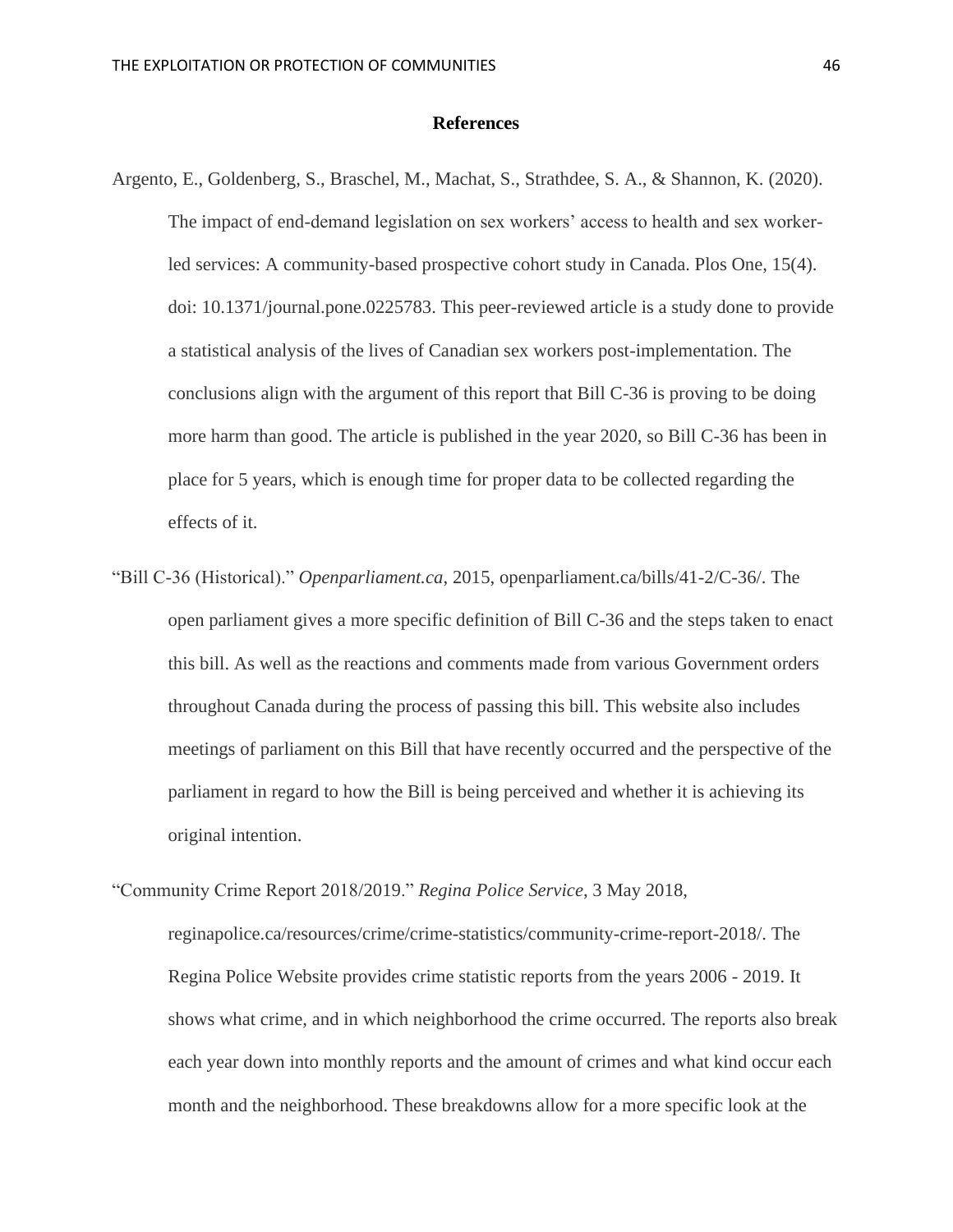## References

Argento, E., Goldenberg, S., Braschel, M., Machat, S., Strathdee, S. A., & Shannon, K. (2020). The impact of end-demand legislation on sex workers' access to health and sex worker-led services: A community-based prospective cohort study in Canada. Plos One, 15(4). doi: 10.1371/journal.pone.0225783. This peer-reviewed article is a study done to provide a statistical analysis of the lives of Canadian sex workers post-implementation. The conclusions align with the argument of this report that Bill C-36 is proving to be doing more harm than good. The article is published in the year 2020, so Bill C-36 has been in place for 5 years, which is enough time for proper data to be collected regarding the effects of it.

"Bill C-36 (Historical)." *Openparliament.ca*, 2015, openparliament.ca/bills/41-2/C-36/. The open parliament gives a more specific definition of Bill C-36 and the steps taken to enact this bill. As well as the reactions and comments made from various Government orders throughout Canada during the process of passing this bill. This website also includes meetings of parliament on this Bill that have recently occurred and the perspective of the parliament in regard to how the Bill is being perceived and whether it is achieving its original intention.

"Community Crime Report 2018/2019." *Regina Police Service*, 3 May 2018, reginapolice.ca/resources/crime/crime-statistics/community-crime-report-2018/. The Regina Police Website provides crime statistic reports from the years 2006 - 2019. It shows what crime, and in which neighborhood the crime occurred. The reports also break each year down into monthly reports and the amount of crimes and what kind occur each month and the neighborhood. These breakdowns allow for a more specific look at the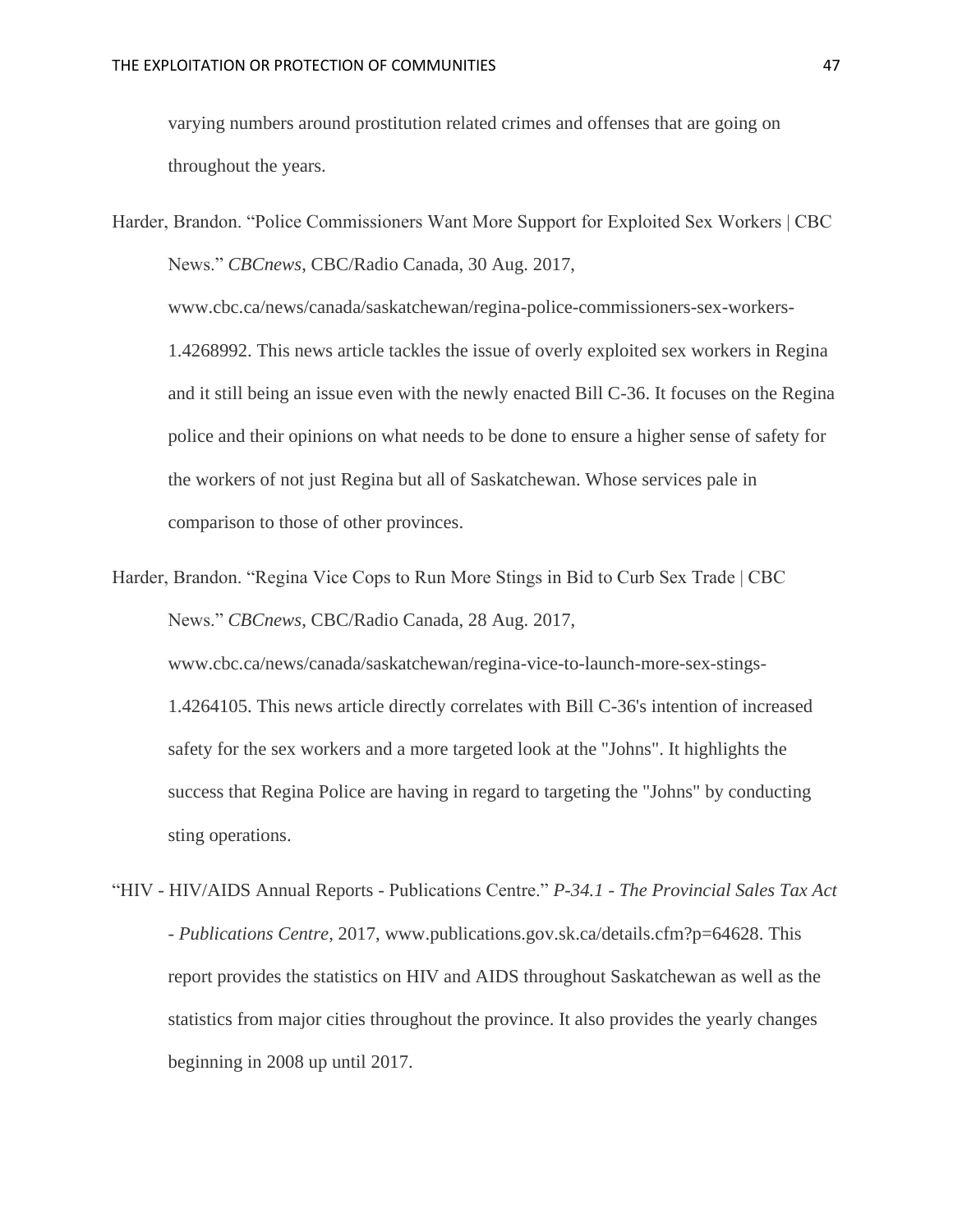varying numbers around prostitution related crimes and offenses that are going on throughout the years.

Harder, Brandon. "Police Commissioners Want More Support for Exploited Sex Workers | CBC News." *CBCnews*, CBC/Radio Canada, 30 Aug. 2017, www.cbc.ca/news/canada/saskatchewan/regina-police-commissioners-sex-workers-1.4268992. This news article tackles the issue of overly exploited sex workers in Regina and it still being an issue even with the newly enacted Bill C-36. It focuses on the Regina police and their opinions on what needs to be done to ensure a higher sense of safety for the workers of not just Regina but all of Saskatchewan. Whose services pale in comparison to those of other provinces.

Harder, Brandon. "Regina Vice Cops to Run More Stings in Bid to Curb Sex Trade | CBC News." *CBCnews*, CBC/Radio Canada, 28 Aug. 2017, www.cbc.ca/news/canada/saskatchewan/regina-vice-to-launch-more-sex-stings-1.4264105. This news article directly correlates with Bill C-36's intention of increased safety for the sex workers and a more targeted look at the "Johns". It highlights the success that Regina Police are having in regard to targeting the "Johns" by conducting sting operations.

"HIV - HIV/AIDS Annual Reports - Publications Centre." *P-34.1 - The Provincial Sales Tax Act - Publications Centre*, 2017, www.publications.gov.sk.ca/details.cfm?p=64628. This report provides the statistics on HIV and AIDS throughout Saskatchewan as well as the statistics from major cities throughout the province. It also provides the yearly changes beginning in 2008 up until 2017.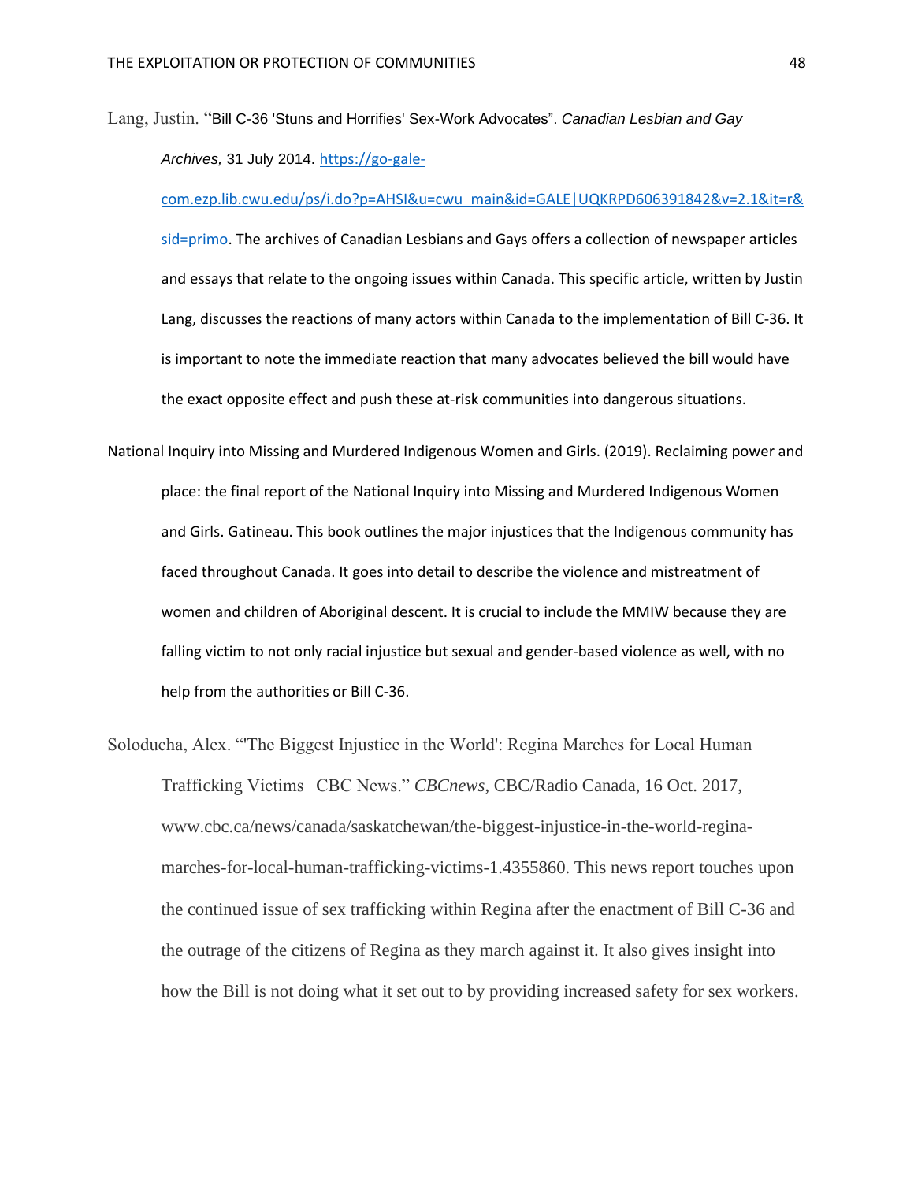Lang, Justin. "Bill C-36 'Stuns and Horrifies' Sex-Work Advocates". *Canadian Lesbian and Gay Archives*, 31 July 2014. https://go-gale-com.ezp.lib.cwu.edu/ps/i.do?p=AHSI&u=cwu_main&id=GALE|UQKRPD606391842&v=2.1&it=r&sid=primo. The archives of Canadian Lesbians and Gays offers a collection of newspaper articles and essays that relate to the ongoing issues within Canada. This specific article, written by Justin Lang, discusses the reactions of many actors within Canada to the implementation of Bill C-36. It is important to note the immediate reaction that many advocates believed the bill would have the exact opposite effect and push these at-risk communities into dangerous situations.

National Inquiry into Missing and Murdered Indigenous Women and Girls. (2019). Reclaiming power and place: the final report of the National Inquiry into Missing and Murdered Indigenous Women and Girls. Gatineau. This book outlines the major injustices that the Indigenous community has faced throughout Canada. It goes into detail to describe the violence and mistreatment of women and children of Aboriginal descent. It is crucial to include the MMIW because they are falling victim to not only racial injustice but sexual and gender-based violence as well, with no help from the authorities or Bill C-36.

Soloducha, Alex. "'The Biggest Injustice in the World': Regina Marches for Local Human Trafficking Victims | CBC News." *CBCnews*, CBC/Radio Canada, 16 Oct. 2017, www.cbc.ca/news/canada/saskatchewan/the-biggest-injustice-in-the-world-regina-marches-for-local-human-trafficking-victims-1.4355860. This news report touches upon the continued issue of sex trafficking within Regina after the enactment of Bill C-36 and the outrage of the citizens of Regina as they march against it. It also gives insight into how the Bill is not doing what it set out to by providing increased safety for sex workers.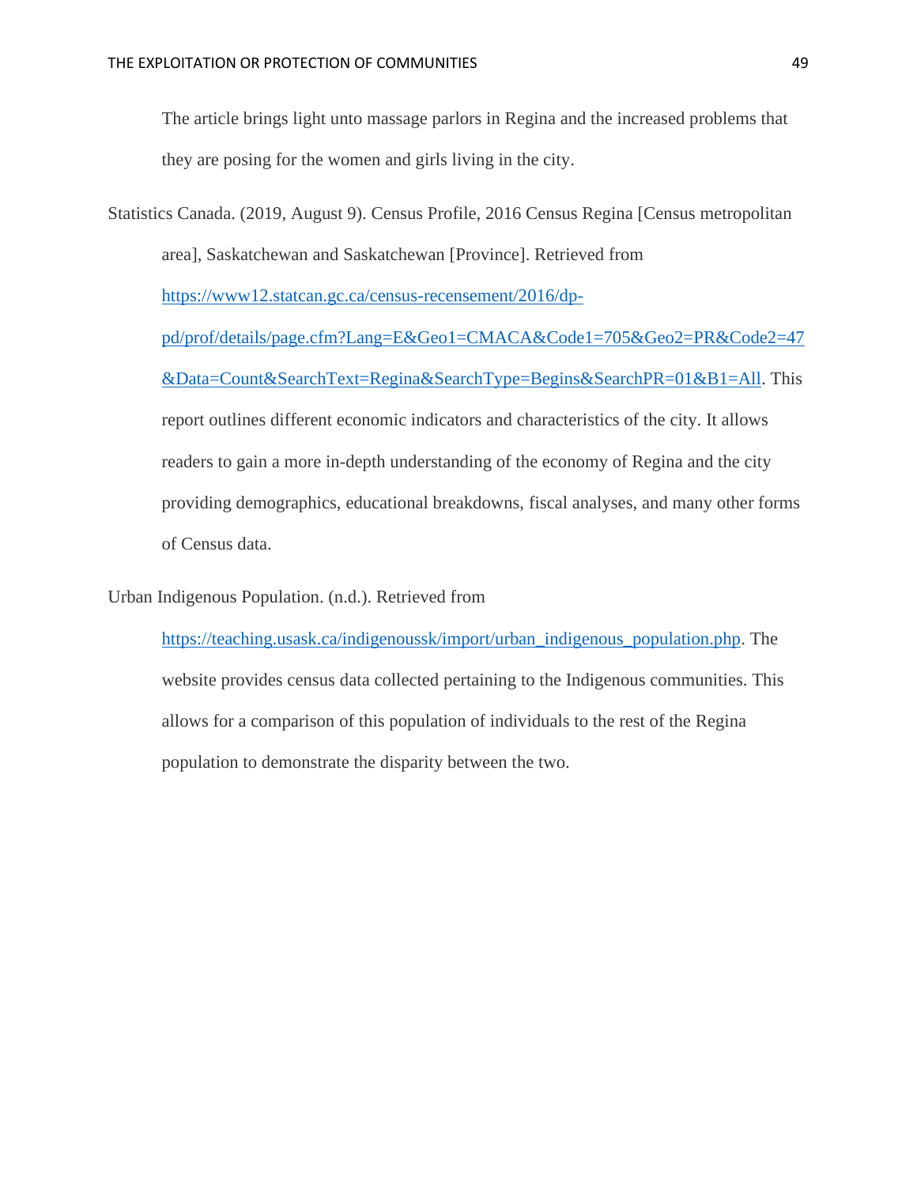The article brings light unto massage parlors in Regina and the increased problems that they are posing for the women and girls living in the city.

Statistics Canada. (2019, August 9). Census Profile, 2016 Census Regina [Census metropolitan area], Saskatchewan and Saskatchewan [Province]. Retrieved from https://www12.statcan.gc.ca/census-recensement/2016/dp-pd/prof/details/page.cfm?Lang=E&Geo1=CMACA&Code1=705&Geo2=PR&Code2=47&Data=Count&SearchText=Regina&SearchType=Begins&SearchPR=01&B1=All. This report outlines different economic indicators and characteristics of the city. It allows readers to gain a more in-depth understanding of the economy of Regina and the city providing demographics, educational breakdowns, fiscal analyses, and many other forms of Census data.

Urban Indigenous Population. (n.d.). Retrieved from https://teaching.usask.ca/indigenoussk/import/urban_indigenous_population.php. The website provides census data collected pertaining to the Indigenous communities. This allows for a comparison of this population of individuals to the rest of the Regina population to demonstrate the disparity between the two.